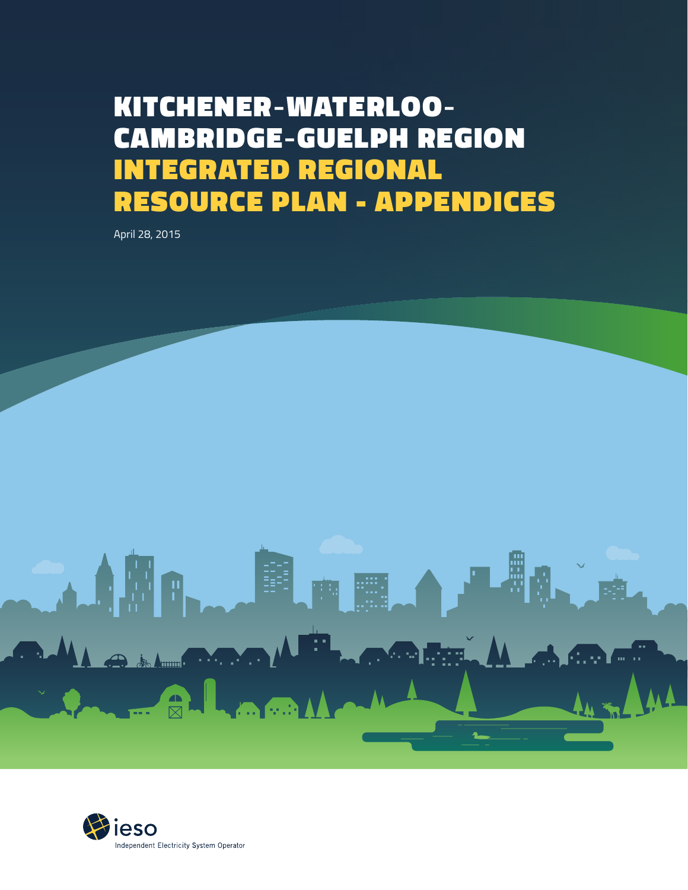# KITCHENER-WATERLOO-CAMBRIDGE-GUELPH REGION INTEGRATED REGIONAL RESOURCE PLAN - APPENDICES

April 28, 2015

ieso

Independent Electricity System Operator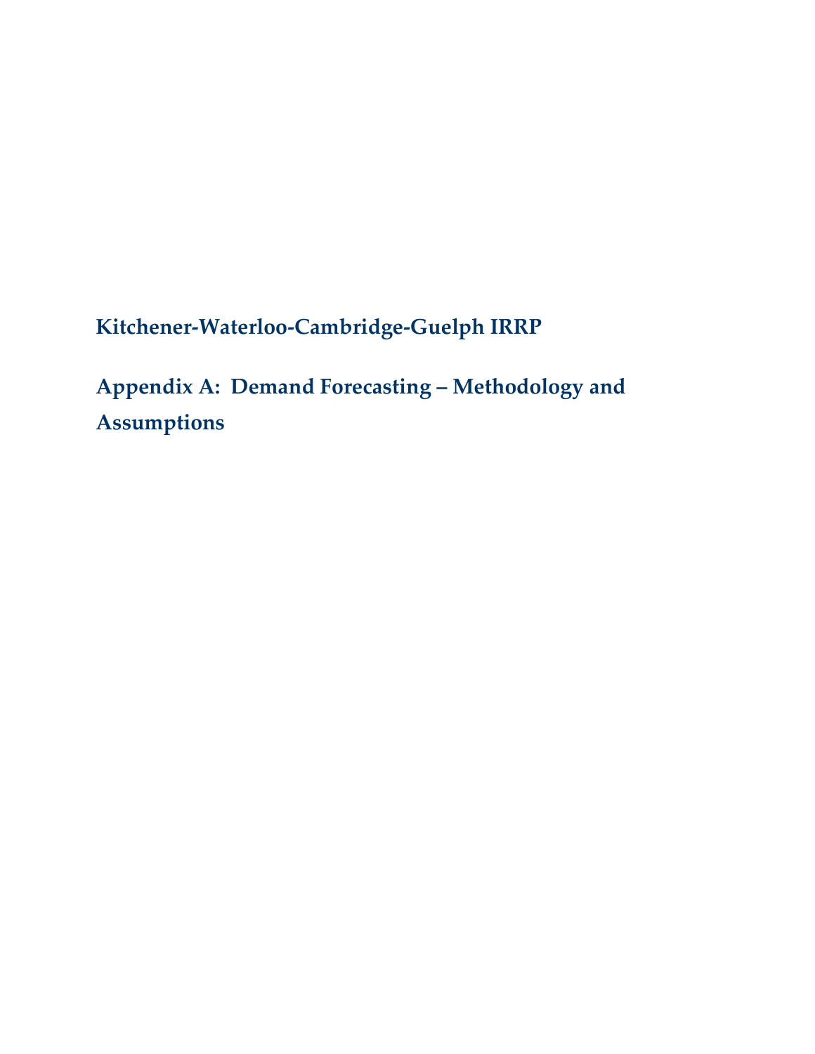# Kitchener-Waterloo-Cambridge-Guelph IRRP

## Appendix A: Demand Forecasting – Methodology and Assumptions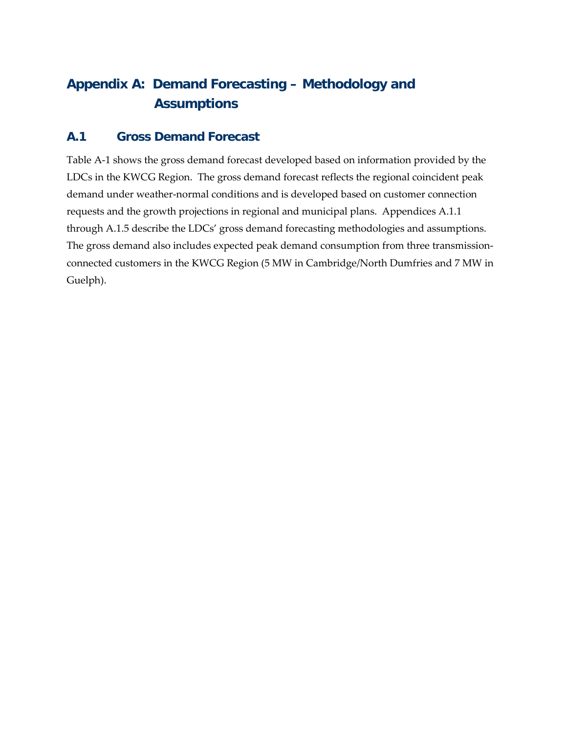# Appendix A: Demand Forecasting – Methodology and Assumptions

## A.1 Gross Demand Forecast

Table A-1 shows the gross demand forecast developed based on information provided by the LDCs in the KWCG Region. The gross demand forecast reflects the regional coincident peak demand under weather-normal conditions and is developed based on customer connection requests and the growth projections in regional and municipal plans. Appendices A.1.1 through A.1.5 describe the LDCs' gross demand forecasting methodologies and assumptions. The gross demand also includes expected peak demand consumption from three transmission-connected customers in the KWCG Region (5 MW in Cambridge/North Dumfries and 7 MW in Guelph).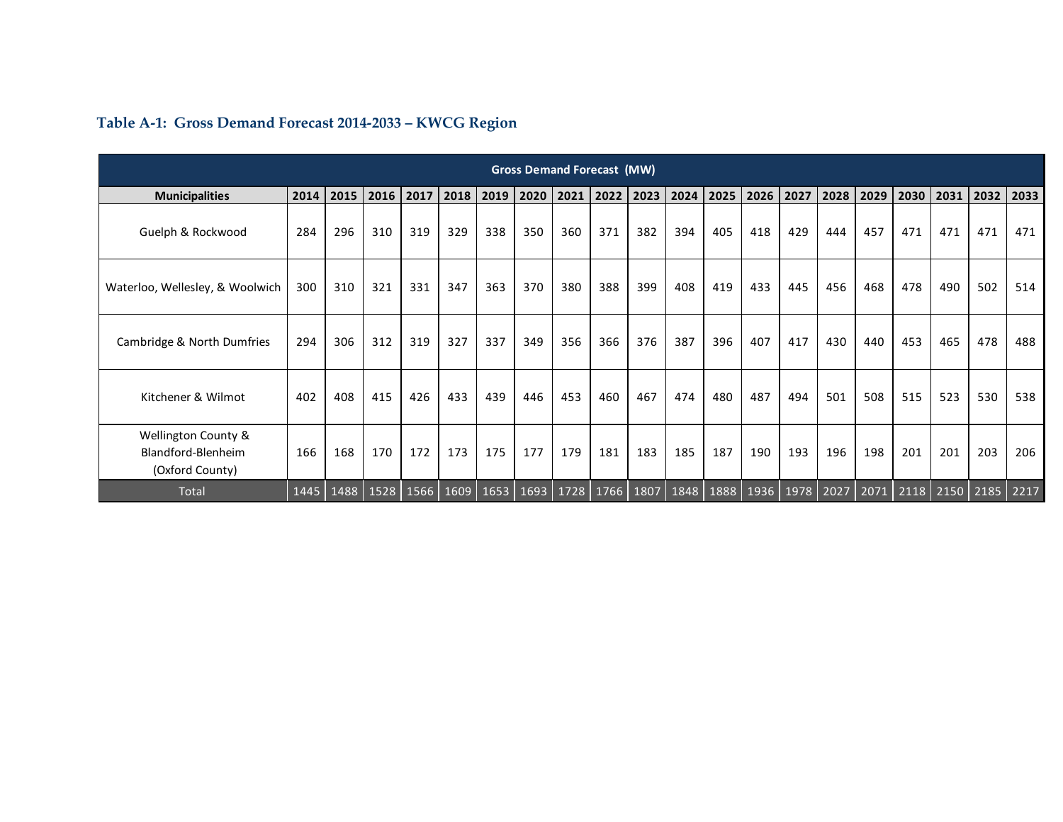### Table A-1: Gross Demand Forecast 2014-2033 – KWCG Region

| Gross Demand Forecast (MW) | | | | | | | | | | | | | | | | | | | | |
|---|---|---|---|---|---|---|---|---|---|---|---|---|---|---|---|---|---|---|---|---|
| **Municipalities** | **2014** | **2015** | **2016** | **2017** | **2018** | **2019** | **2020** | **2021** | **2022** | **2023** | **2024** | **2025** | **2026** | **2027** | **2028** | **2029** | **2030** | **2031** | **2032** | **2033** |
| Guelph & Rockwood | 284 | 296 | 310 | 319 | 329 | 338 | 350 | 360 | 371 | 382 | 394 | 405 | 418 | 429 | 444 | 457 | 471 | 471 | 471 | 471 |
| Waterloo, Wellesley, & Woolwich | 300 | 310 | 321 | 331 | 347 | 363 | 370 | 380 | 388 | 399 | 408 | 419 | 433 | 445 | 456 | 468 | 478 | 490 | 502 | 514 |
| Cambridge & North Dumfries | 294 | 306 | 312 | 319 | 327 | 337 | 349 | 356 | 366 | 376 | 387 | 396 | 407 | 417 | 430 | 440 | 453 | 465 | 478 | 488 |
| Kitchener & Wilmot | 402 | 408 | 415 | 426 | 433 | 439 | 446 | 453 | 460 | 467 | 474 | 480 | 487 | 494 | 501 | 508 | 515 | 523 | 530 | 538 |
| Wellington County & Blandford-Blenheim (Oxford County) | 166 | 168 | 170 | 172 | 173 | 175 | 177 | 179 | 181 | 183 | 185 | 187 | 190 | 193 | 196 | 198 | 201 | 201 | 203 | 206 |
| Total | 1445 | 1488 | 1528 | 1566 | 1609 | 1653 | 1693 | 1728 | 1766 | 1807 | 1848 | 1888 | 1936 | 1978 | 2027 | 2071 | 2118 | 2150 | 2185 | 2217 |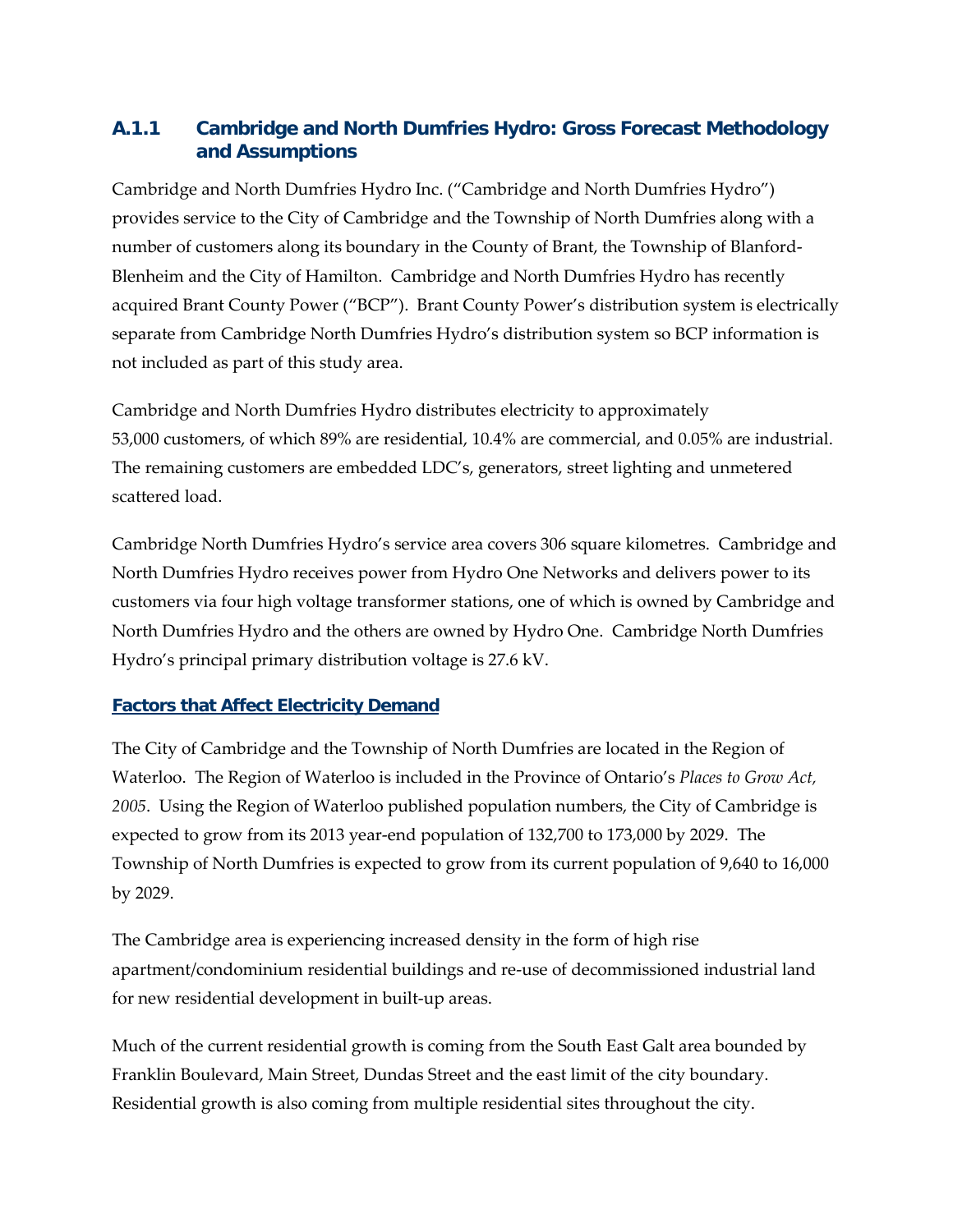### A.1.1 Cambridge and North Dumfries Hydro: Gross Forecast Methodology and Assumptions

Cambridge and North Dumfries Hydro Inc. ("Cambridge and North Dumfries Hydro") provides service to the City of Cambridge and the Township of North Dumfries along with a number of customers along its boundary in the County of Brant, the Township of Blanford-Blenheim and the City of Hamilton. Cambridge and North Dumfries Hydro has recently acquired Brant County Power ("BCP"). Brant County Power's distribution system is electrically separate from Cambridge North Dumfries Hydro's distribution system so BCP information is not included as part of this study area.

Cambridge and North Dumfries Hydro distributes electricity to approximately 53,000 customers, of which 89% are residential, 10.4% are commercial, and 0.05% are industrial. The remaining customers are embedded LDC's, generators, street lighting and unmetered scattered load.

Cambridge North Dumfries Hydro's service area covers 306 square kilometres. Cambridge and North Dumfries Hydro receives power from Hydro One Networks and delivers power to its customers via four high voltage transformer stations, one of which is owned by Cambridge and North Dumfries Hydro and the others are owned by Hydro One. Cambridge North Dumfries Hydro's principal primary distribution voltage is 27.6 kV.

**Factors that Affect Electricity Demand**

The City of Cambridge and the Township of North Dumfries are located in the Region of Waterloo. The Region of Waterloo is included in the Province of Ontario's *Places to Grow Act, 2005*. Using the Region of Waterloo published population numbers, the City of Cambridge is expected to grow from its 2013 year-end population of 132,700 to 173,000 by 2029. The Township of North Dumfries is expected to grow from its current population of 9,640 to 16,000 by 2029.

The Cambridge area is experiencing increased density in the form of high rise apartment/condominium residential buildings and re-use of decommissioned industrial land for new residential development in built-up areas.

Much of the current residential growth is coming from the South East Galt area bounded by Franklin Boulevard, Main Street, Dundas Street and the east limit of the city boundary. Residential growth is also coming from multiple residential sites throughout the city.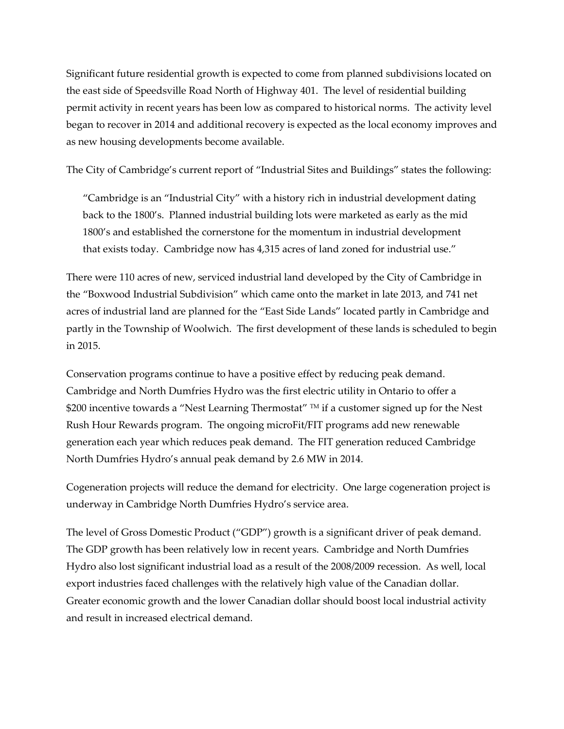Significant future residential growth is expected to come from planned subdivisions located on the east side of Speedsville Road North of Highway 401. The level of residential building permit activity in recent years has been low as compared to historical norms. The activity level began to recover in 2014 and additional recovery is expected as the local economy improves and as new housing developments become available.

The City of Cambridge's current report of "Industrial Sites and Buildings" states the following:

> "Cambridge is an "Industrial City" with a history rich in industrial development dating back to the 1800's. Planned industrial building lots were marketed as early as the mid 1800's and established the cornerstone for the momentum in industrial development that exists today. Cambridge now has 4,315 acres of land zoned for industrial use."

There were 110 acres of new, serviced industrial land developed by the City of Cambridge in the "Boxwood Industrial Subdivision" which came onto the market in late 2013, and 741 net acres of industrial land are planned for the "East Side Lands" located partly in Cambridge and partly in the Township of Woolwich. The first development of these lands is scheduled to begin in 2015.

Conservation programs continue to have a positive effect by reducing peak demand. Cambridge and North Dumfries Hydro was the first electric utility in Ontario to offer a $200 incentive towards a "Nest Learning Thermostat" ™ if a customer signed up for the Nest Rush Hour Rewards program. The ongoing microFit/FIT programs add new renewable generation each year which reduces peak demand. The FIT generation reduced Cambridge North Dumfries Hydro's annual peak demand by 2.6 MW in 2014.

Cogeneration projects will reduce the demand for electricity. One large cogeneration project is underway in Cambridge North Dumfries Hydro's service area.

The level of Gross Domestic Product ("GDP") growth is a significant driver of peak demand. The GDP growth has been relatively low in recent years. Cambridge and North Dumfries Hydro also lost significant industrial load as a result of the 2008/2009 recession. As well, local export industries faced challenges with the relatively high value of the Canadian dollar. Greater economic growth and the lower Canadian dollar should boost local industrial activity and result in increased electrical demand.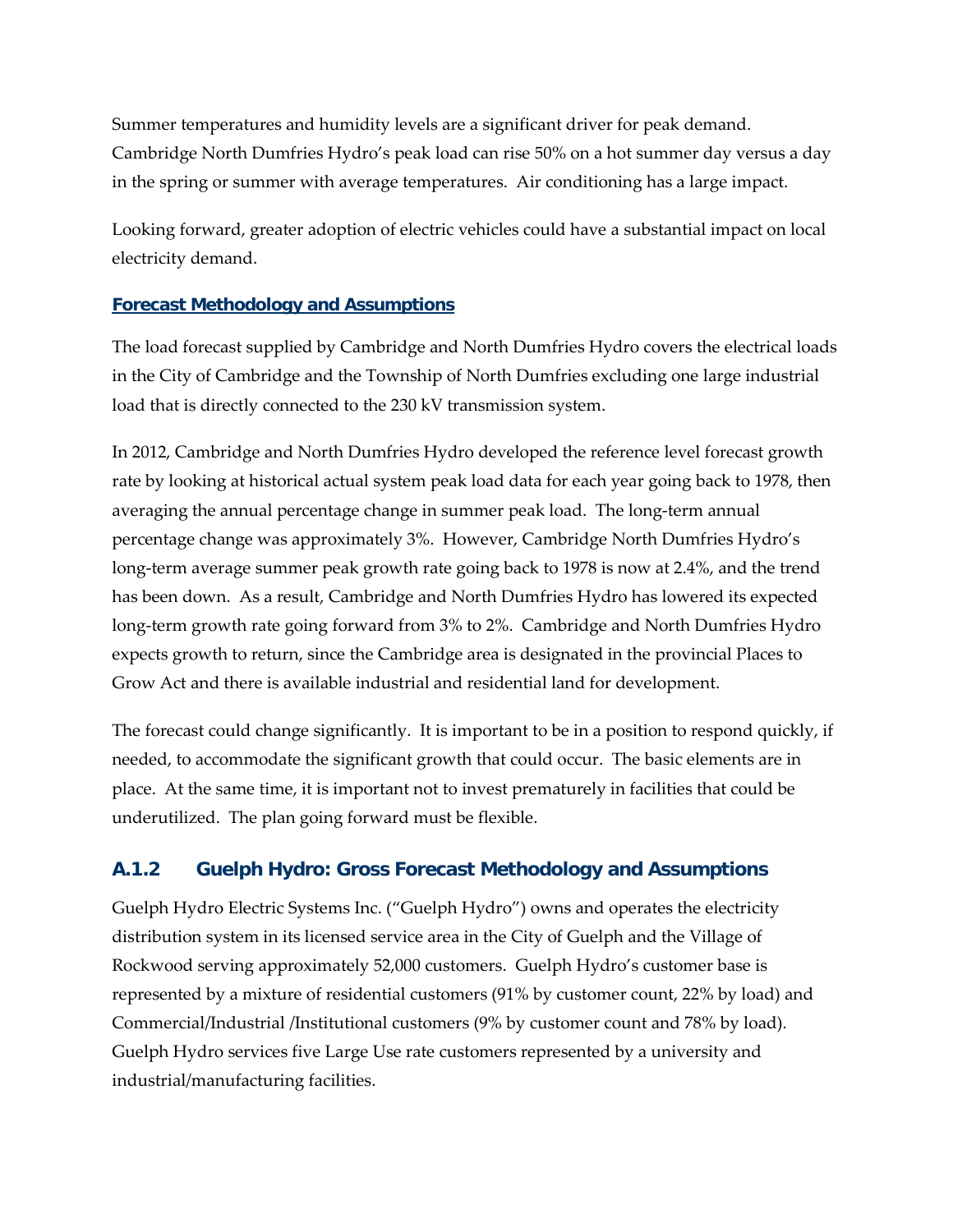Summer temperatures and humidity levels are a significant driver for peak demand. Cambridge North Dumfries Hydro's peak load can rise 50% on a hot summer day versus a day in the spring or summer with average temperatures. Air conditioning has a large impact.

Looking forward, greater adoption of electric vehicles could have a substantial impact on local electricity demand.

**Forecast Methodology and Assumptions**

The load forecast supplied by Cambridge and North Dumfries Hydro covers the electrical loads in the City of Cambridge and the Township of North Dumfries excluding one large industrial load that is directly connected to the 230 kV transmission system.

In 2012, Cambridge and North Dumfries Hydro developed the reference level forecast growth rate by looking at historical actual system peak load data for each year going back to 1978, then averaging the annual percentage change in summer peak load. The long-term annual percentage change was approximately 3%. However, Cambridge North Dumfries Hydro's long-term average summer peak growth rate going back to 1978 is now at 2.4%, and the trend has been down. As a result, Cambridge and North Dumfries Hydro has lowered its expected long-term growth rate going forward from 3% to 2%. Cambridge and North Dumfries Hydro expects growth to return, since the Cambridge area is designated in the provincial Places to Grow Act and there is available industrial and residential land for development.

The forecast could change significantly. It is important to be in a position to respond quickly, if needed, to accommodate the significant growth that could occur. The basic elements are in place. At the same time, it is important not to invest prematurely in facilities that could be underutilized. The plan going forward must be flexible.

### A.1.2 Guelph Hydro: Gross Forecast Methodology and Assumptions

Guelph Hydro Electric Systems Inc. ("Guelph Hydro") owns and operates the electricity distribution system in its licensed service area in the City of Guelph and the Village of Rockwood serving approximately 52,000 customers. Guelph Hydro's customer base is represented by a mixture of residential customers (91% by customer count, 22% by load) and Commercial/Industrial /Institutional customers (9% by customer count and 78% by load). Guelph Hydro services five Large Use rate customers represented by a university and industrial/manufacturing facilities.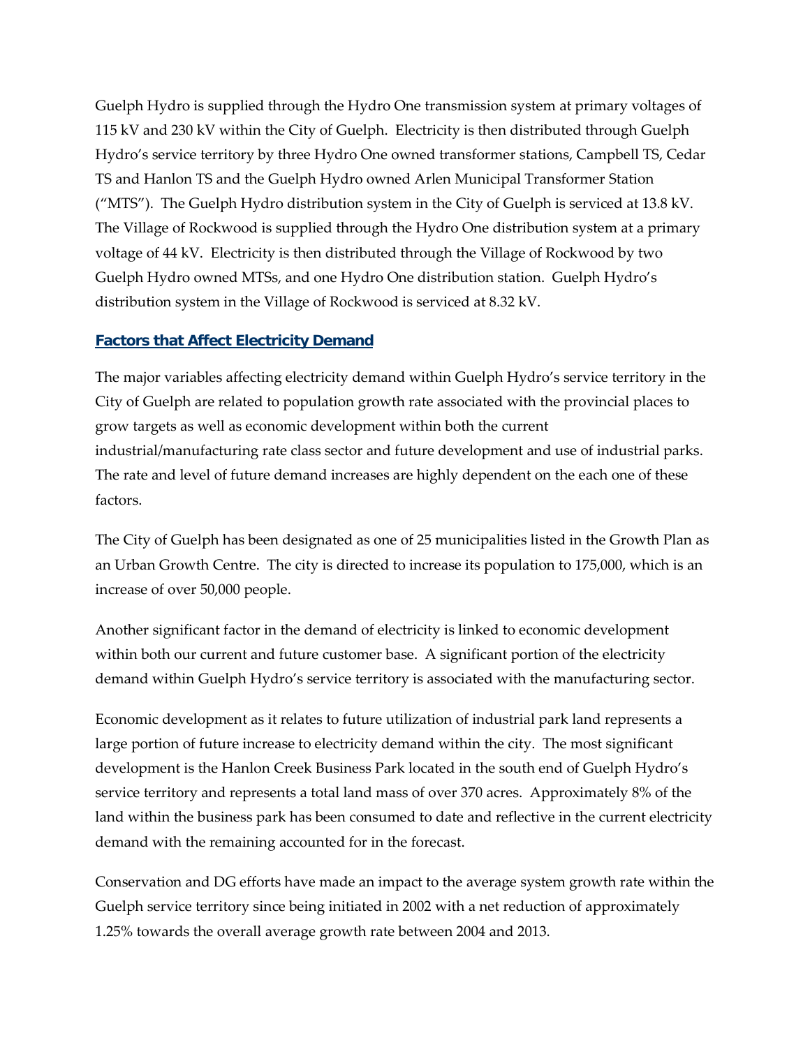Guelph Hydro is supplied through the Hydro One transmission system at primary voltages of 115 kV and 230 kV within the City of Guelph. Electricity is then distributed through Guelph Hydro's service territory by three Hydro One owned transformer stations, Campbell TS, Cedar TS and Hanlon TS and the Guelph Hydro owned Arlen Municipal Transformer Station ("MTS"). The Guelph Hydro distribution system in the City of Guelph is serviced at 13.8 kV. The Village of Rockwood is supplied through the Hydro One distribution system at a primary voltage of 44 kV. Electricity is then distributed through the Village of Rockwood by two Guelph Hydro owned MTSs, and one Hydro One distribution station. Guelph Hydro's distribution system in the Village of Rockwood is serviced at 8.32 kV.

## Factors that Affect Electricity Demand

The major variables affecting electricity demand within Guelph Hydro's service territory in the City of Guelph are related to population growth rate associated with the provincial places to grow targets as well as economic development within both the current industrial/manufacturing rate class sector and future development and use of industrial parks. The rate and level of future demand increases are highly dependent on the each one of these factors.

The City of Guelph has been designated as one of 25 municipalities listed in the Growth Plan as an Urban Growth Centre. The city is directed to increase its population to 175,000, which is an increase of over 50,000 people.

Another significant factor in the demand of electricity is linked to economic development within both our current and future customer base. A significant portion of the electricity demand within Guelph Hydro's service territory is associated with the manufacturing sector.

Economic development as it relates to future utilization of industrial park land represents a large portion of future increase to electricity demand within the city. The most significant development is the Hanlon Creek Business Park located in the south end of Guelph Hydro's service territory and represents a total land mass of over 370 acres. Approximately 8% of the land within the business park has been consumed to date and reflective in the current electricity demand with the remaining accounted for in the forecast.

Conservation and DG efforts have made an impact to the average system growth rate within the Guelph service territory since being initiated in 2002 with a net reduction of approximately 1.25% towards the overall average growth rate between 2004 and 2013.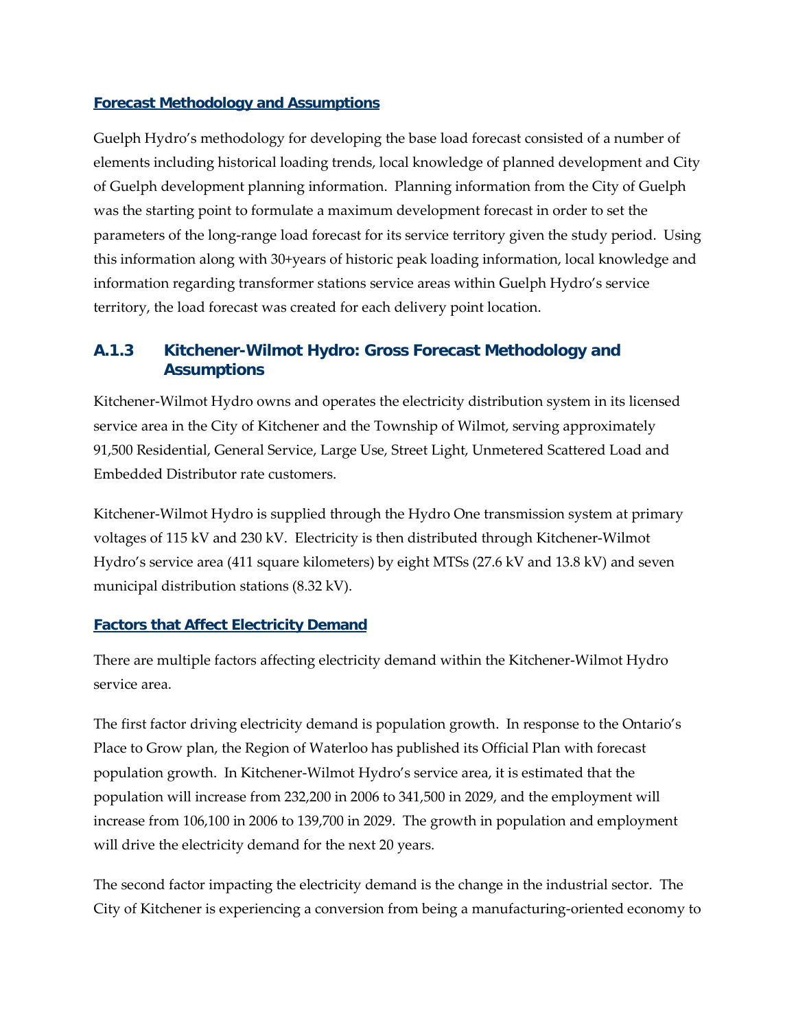**Forecast Methodology and Assumptions**

Guelph Hydro's methodology for developing the base load forecast consisted of a number of elements including historical loading trends, local knowledge of planned development and City of Guelph development planning information. Planning information from the City of Guelph was the starting point to formulate a maximum development forecast in order to set the parameters of the long-range load forecast for its service territory given the study period. Using this information along with 30+years of historic peak loading information, local knowledge and information regarding transformer stations service areas within Guelph Hydro's service territory, the load forecast was created for each delivery point location.

### A.1.3 Kitchener-Wilmot Hydro: Gross Forecast Methodology and Assumptions

Kitchener-Wilmot Hydro owns and operates the electricity distribution system in its licensed service area in the City of Kitchener and the Township of Wilmot, serving approximately 91,500 Residential, General Service, Large Use, Street Light, Unmetered Scattered Load and Embedded Distributor rate customers.

Kitchener-Wilmot Hydro is supplied through the Hydro One transmission system at primary voltages of 115 kV and 230 kV. Electricity is then distributed through Kitchener-Wilmot Hydro's service area (411 square kilometers) by eight MTSs (27.6 kV and 13.8 kV) and seven municipal distribution stations (8.32 kV).

**Factors that Affect Electricity Demand**

There are multiple factors affecting electricity demand within the Kitchener-Wilmot Hydro service area.

The first factor driving electricity demand is population growth. In response to the Ontario's Place to Grow plan, the Region of Waterloo has published its Official Plan with forecast population growth. In Kitchener-Wilmot Hydro's service area, it is estimated that the population will increase from 232,200 in 2006 to 341,500 in 2029, and the employment will increase from 106,100 in 2006 to 139,700 in 2029. The growth in population and employment will drive the electricity demand for the next 20 years.

The second factor impacting the electricity demand is the change in the industrial sector. The City of Kitchener is experiencing a conversion from being a manufacturing-oriented economy to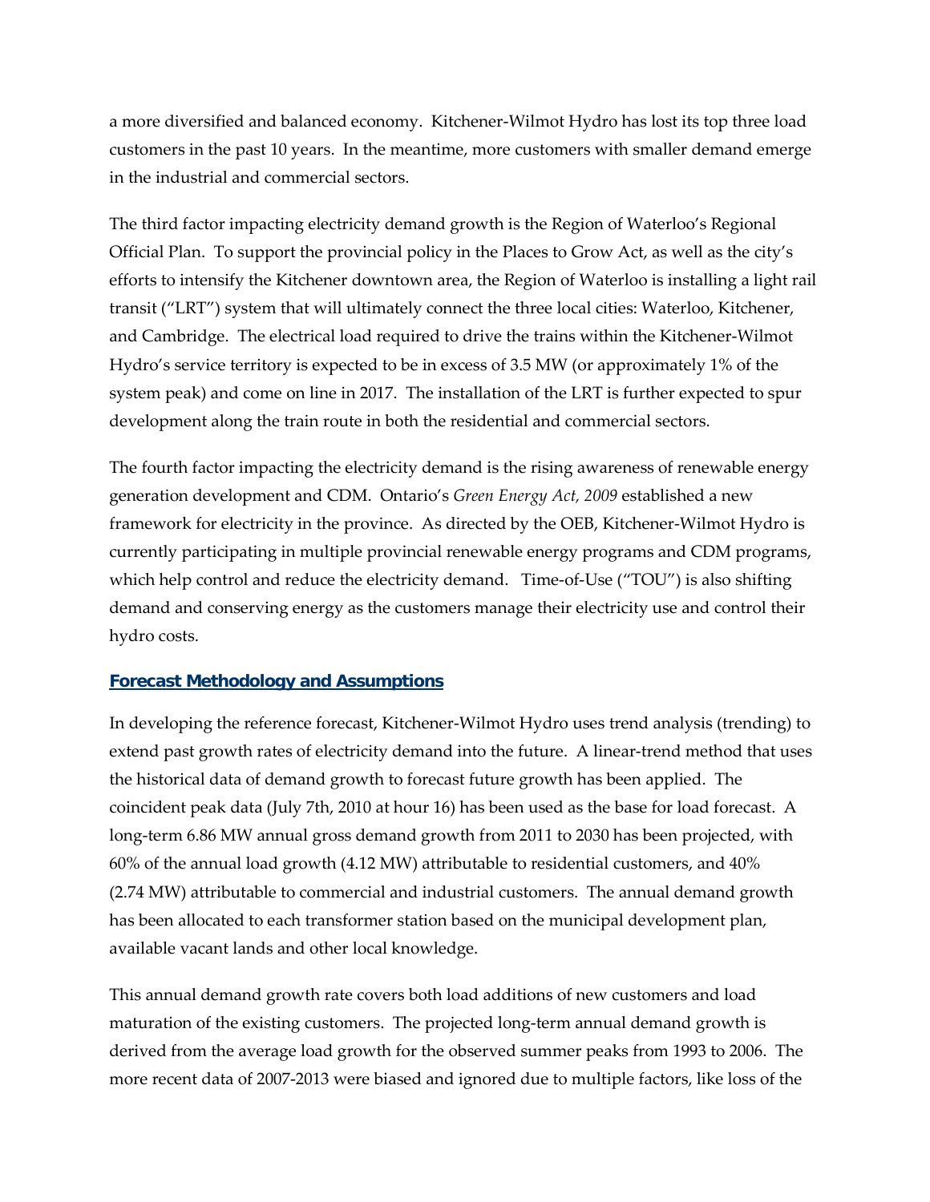a more diversified and balanced economy. Kitchener-Wilmot Hydro has lost its top three load customers in the past 10 years. In the meantime, more customers with smaller demand emerge in the industrial and commercial sectors.

The third factor impacting electricity demand growth is the Region of Waterloo's Regional Official Plan. To support the provincial policy in the Places to Grow Act, as well as the city's efforts to intensify the Kitchener downtown area, the Region of Waterloo is installing a light rail transit ("LRT") system that will ultimately connect the three local cities: Waterloo, Kitchener, and Cambridge. The electrical load required to drive the trains within the Kitchener-Wilmot Hydro's service territory is expected to be in excess of 3.5 MW (or approximately 1% of the system peak) and come on line in 2017. The installation of the LRT is further expected to spur development along the train route in both the residential and commercial sectors.

The fourth factor impacting the electricity demand is the rising awareness of renewable energy generation development and CDM. Ontario's *Green Energy Act, 2009* established a new framework for electricity in the province. As directed by the OEB, Kitchener-Wilmot Hydro is currently participating in multiple provincial renewable energy programs and CDM programs, which help control and reduce the electricity demand. Time-of-Use ("TOU") is also shifting demand and conserving energy as the customers manage their electricity use and control their hydro costs.

## Forecast Methodology and Assumptions

In developing the reference forecast, Kitchener-Wilmot Hydro uses trend analysis (trending) to extend past growth rates of electricity demand into the future. A linear-trend method that uses the historical data of demand growth to forecast future growth has been applied. The coincident peak data (July 7th, 2010 at hour 16) has been used as the base for load forecast. A long-term 6.86 MW annual gross demand growth from 2011 to 2030 has been projected, with 60% of the annual load growth (4.12 MW) attributable to residential customers, and 40% (2.74 MW) attributable to commercial and industrial customers. The annual demand growth has been allocated to each transformer station based on the municipal development plan, available vacant lands and other local knowledge.

This annual demand growth rate covers both load additions of new customers and load maturation of the existing customers. The projected long-term annual demand growth is derived from the average load growth for the observed summer peaks from 1993 to 2006. The more recent data of 2007-2013 were biased and ignored due to multiple factors, like loss of the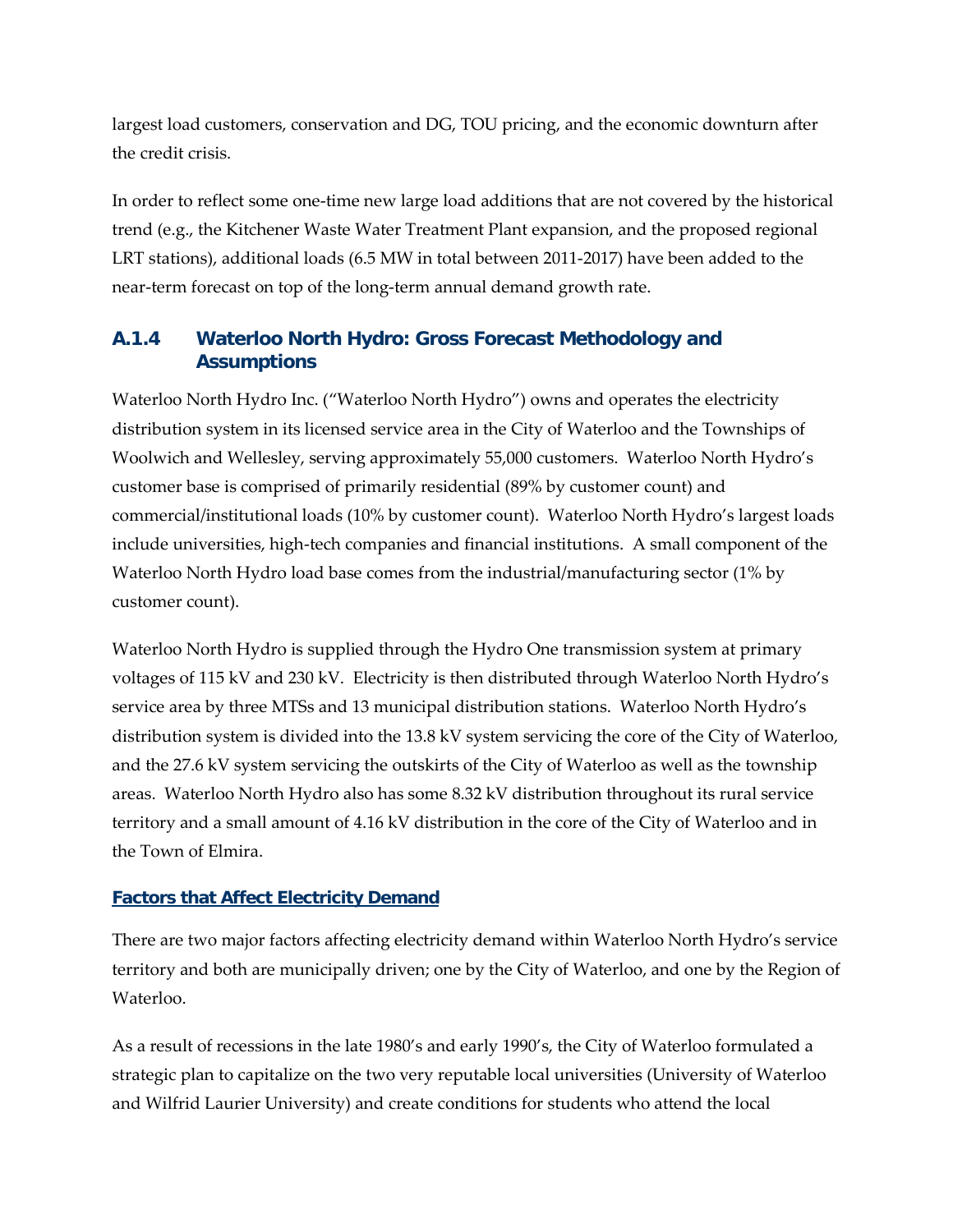largest load customers, conservation and DG, TOU pricing, and the economic downturn after the credit crisis.

In order to reflect some one-time new large load additions that are not covered by the historical trend (e.g., the Kitchener Waste Water Treatment Plant expansion, and the proposed regional LRT stations), additional loads (6.5 MW in total between 2011-2017) have been added to the near-term forecast on top of the long-term annual demand growth rate.

### A.1.4 Waterloo North Hydro: Gross Forecast Methodology and Assumptions

Waterloo North Hydro Inc. ("Waterloo North Hydro") owns and operates the electricity distribution system in its licensed service area in the City of Waterloo and the Townships of Woolwich and Wellesley, serving approximately 55,000 customers. Waterloo North Hydro's customer base is comprised of primarily residential (89% by customer count) and commercial/institutional loads (10% by customer count). Waterloo North Hydro's largest loads include universities, high-tech companies and financial institutions. A small component of the Waterloo North Hydro load base comes from the industrial/manufacturing sector (1% by customer count).

Waterloo North Hydro is supplied through the Hydro One transmission system at primary voltages of 115 kV and 230 kV. Electricity is then distributed through Waterloo North Hydro's service area by three MTSs and 13 municipal distribution stations. Waterloo North Hydro's distribution system is divided into the 13.8 kV system servicing the core of the City of Waterloo, and the 27.6 kV system servicing the outskirts of the City of Waterloo as well as the township areas. Waterloo North Hydro also has some 8.32 kV distribution throughout its rural service territory and a small amount of 4.16 kV distribution in the core of the City of Waterloo and in the Town of Elmira.

#### Factors that Affect Electricity Demand

There are two major factors affecting electricity demand within Waterloo North Hydro's service territory and both are municipally driven; one by the City of Waterloo, and one by the Region of Waterloo.

As a result of recessions in the late 1980's and early 1990's, the City of Waterloo formulated a strategic plan to capitalize on the two very reputable local universities (University of Waterloo and Wilfrid Laurier University) and create conditions for students who attend the local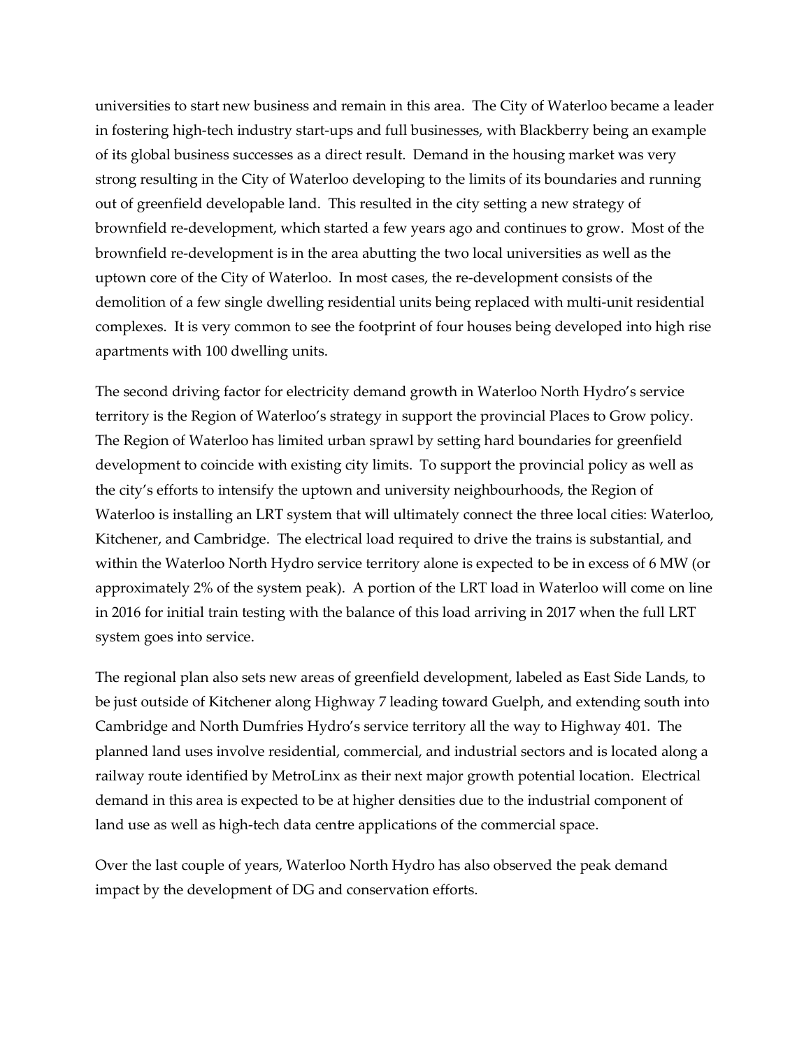universities to start new business and remain in this area. The City of Waterloo became a leader in fostering high-tech industry start-ups and full businesses, with Blackberry being an example of its global business successes as a direct result. Demand in the housing market was very strong resulting in the City of Waterloo developing to the limits of its boundaries and running out of greenfield developable land. This resulted in the city setting a new strategy of brownfield re-development, which started a few years ago and continues to grow. Most of the brownfield re-development is in the area abutting the two local universities as well as the uptown core of the City of Waterloo. In most cases, the re-development consists of the demolition of a few single dwelling residential units being replaced with multi-unit residential complexes. It is very common to see the footprint of four houses being developed into high rise apartments with 100 dwelling units.

The second driving factor for electricity demand growth in Waterloo North Hydro's service territory is the Region of Waterloo's strategy in support the provincial Places to Grow policy. The Region of Waterloo has limited urban sprawl by setting hard boundaries for greenfield development to coincide with existing city limits. To support the provincial policy as well as the city's efforts to intensify the uptown and university neighbourhoods, the Region of Waterloo is installing an LRT system that will ultimately connect the three local cities: Waterloo, Kitchener, and Cambridge. The electrical load required to drive the trains is substantial, and within the Waterloo North Hydro service territory alone is expected to be in excess of 6 MW (or approximately 2% of the system peak). A portion of the LRT load in Waterloo will come on line in 2016 for initial train testing with the balance of this load arriving in 2017 when the full LRT system goes into service.

The regional plan also sets new areas of greenfield development, labeled as East Side Lands, to be just outside of Kitchener along Highway 7 leading toward Guelph, and extending south into Cambridge and North Dumfries Hydro's service territory all the way to Highway 401. The planned land uses involve residential, commercial, and industrial sectors and is located along a railway route identified by MetroLinx as their next major growth potential location. Electrical demand in this area is expected to be at higher densities due to the industrial component of land use as well as high-tech data centre applications of the commercial space.

Over the last couple of years, Waterloo North Hydro has also observed the peak demand impact by the development of DG and conservation efforts.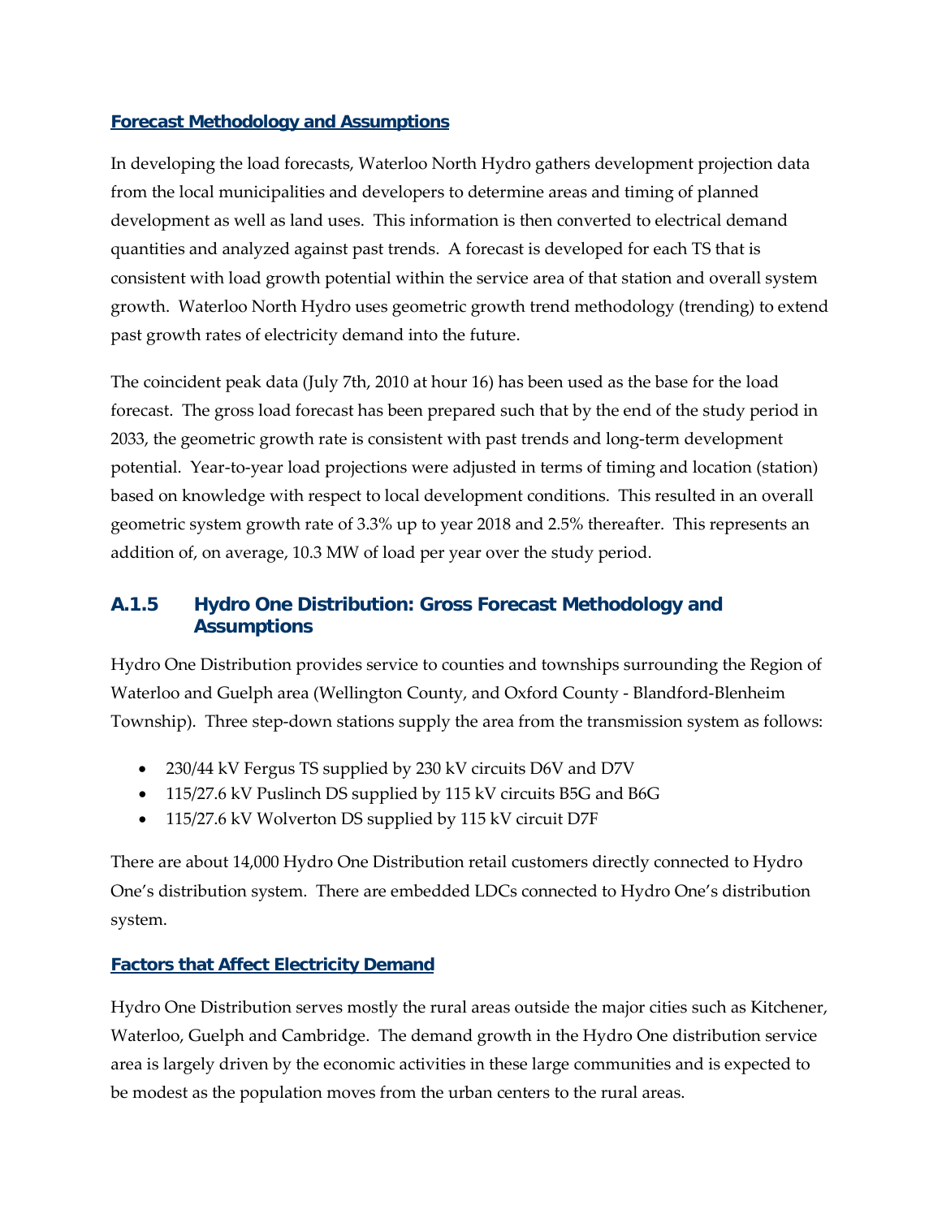### Forecast Methodology and Assumptions

In developing the load forecasts, Waterloo North Hydro gathers development projection data from the local municipalities and developers to determine areas and timing of planned development as well as land uses. This information is then converted to electrical demand quantities and analyzed against past trends. A forecast is developed for each TS that is consistent with load growth potential within the service area of that station and overall system growth. Waterloo North Hydro uses geometric growth trend methodology (trending) to extend past growth rates of electricity demand into the future.

The coincident peak data (July 7th, 2010 at hour 16) has been used as the base for the load forecast. The gross load forecast has been prepared such that by the end of the study period in 2033, the geometric growth rate is consistent with past trends and long-term development potential. Year-to-year load projections were adjusted in terms of timing and location (station) based on knowledge with respect to local development conditions. This resulted in an overall geometric system growth rate of 3.3% up to year 2018 and 2.5% thereafter. This represents an addition of, on average, 10.3 MW of load per year over the study period.

## A.1.5 Hydro One Distribution: Gross Forecast Methodology and Assumptions

Hydro One Distribution provides service to counties and townships surrounding the Region of Waterloo and Guelph area (Wellington County, and Oxford County - Blandford-Blenheim Township). Three step-down stations supply the area from the transmission system as follows:

- 230/44 kV Fergus TS supplied by 230 kV circuits D6V and D7V
- 115/27.6 kV Puslinch DS supplied by 115 kV circuits B5G and B6G
- 115/27.6 kV Wolverton DS supplied by 115 kV circuit D7F

There are about 14,000 Hydro One Distribution retail customers directly connected to Hydro One's distribution system. There are embedded LDCs connected to Hydro One's distribution system.

### Factors that Affect Electricity Demand

Hydro One Distribution serves mostly the rural areas outside the major cities such as Kitchener, Waterloo, Guelph and Cambridge. The demand growth in the Hydro One distribution service area is largely driven by the economic activities in these large communities and is expected to be modest as the population moves from the urban centers to the rural areas.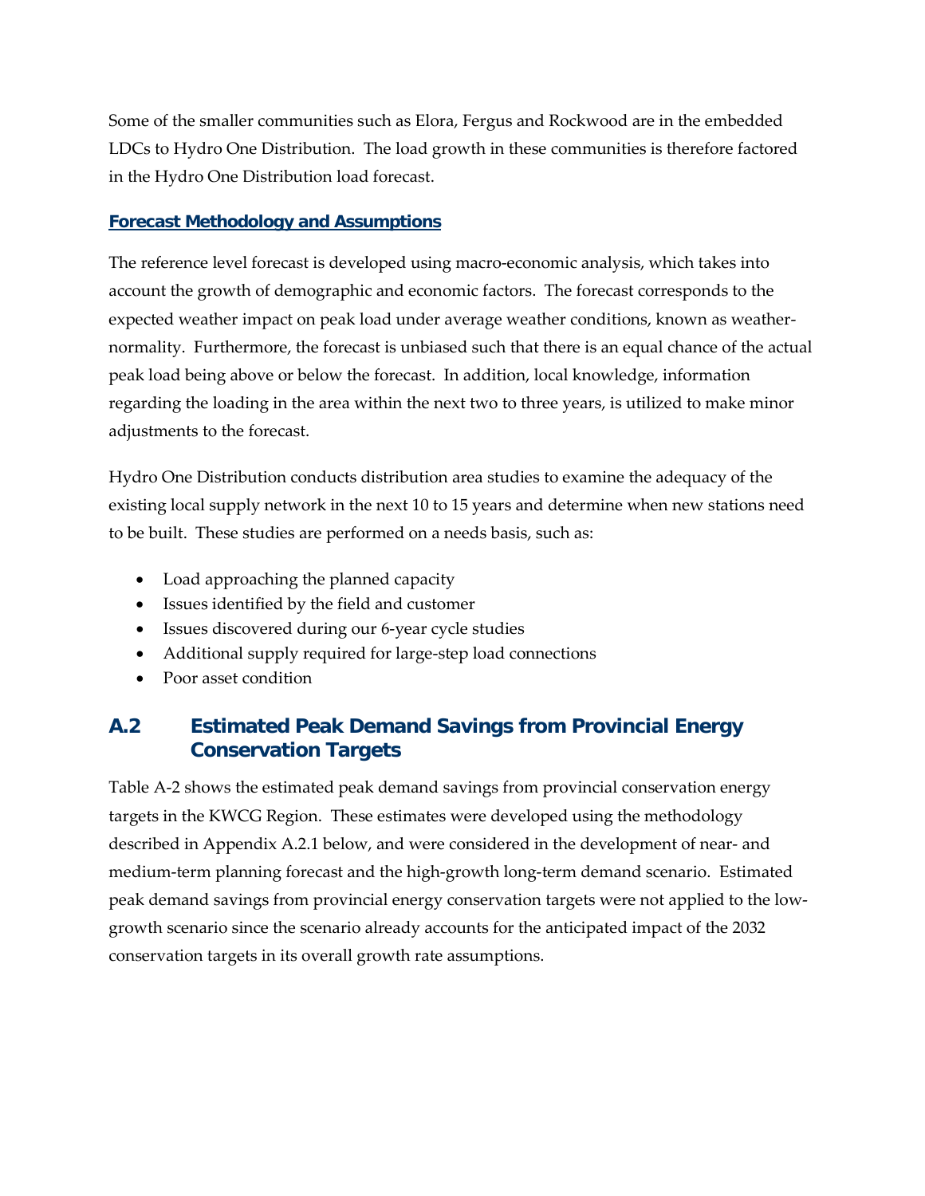Some of the smaller communities such as Elora, Fergus and Rockwood are in the embedded LDCs to Hydro One Distribution. The load growth in these communities is therefore factored in the Hydro One Distribution load forecast.

**Forecast Methodology and Assumptions**

The reference level forecast is developed using macro-economic analysis, which takes into account the growth of demographic and economic factors. The forecast corresponds to the expected weather impact on peak load under average weather conditions, known as weather-normality. Furthermore, the forecast is unbiased such that there is an equal chance of the actual peak load being above or below the forecast. In addition, local knowledge, information regarding the loading in the area within the next two to three years, is utilized to make minor adjustments to the forecast.

Hydro One Distribution conducts distribution area studies to examine the adequacy of the existing local supply network in the next 10 to 15 years and determine when new stations need to be built. These studies are performed on a needs basis, such as:

- Load approaching the planned capacity
- Issues identified by the field and customer
- Issues discovered during our 6-year cycle studies
- Additional supply required for large-step load connections
- Poor asset condition

## A.2 Estimated Peak Demand Savings from Provincial Energy Conservation Targets

Table A-2 shows the estimated peak demand savings from provincial conservation energy targets in the KWCG Region. These estimates were developed using the methodology described in Appendix A.2.1 below, and were considered in the development of near- and medium-term planning forecast and the high-growth long-term demand scenario. Estimated peak demand savings from provincial energy conservation targets were not applied to the low-growth scenario since the scenario already accounts for the anticipated impact of the 2032 conservation targets in its overall growth rate assumptions.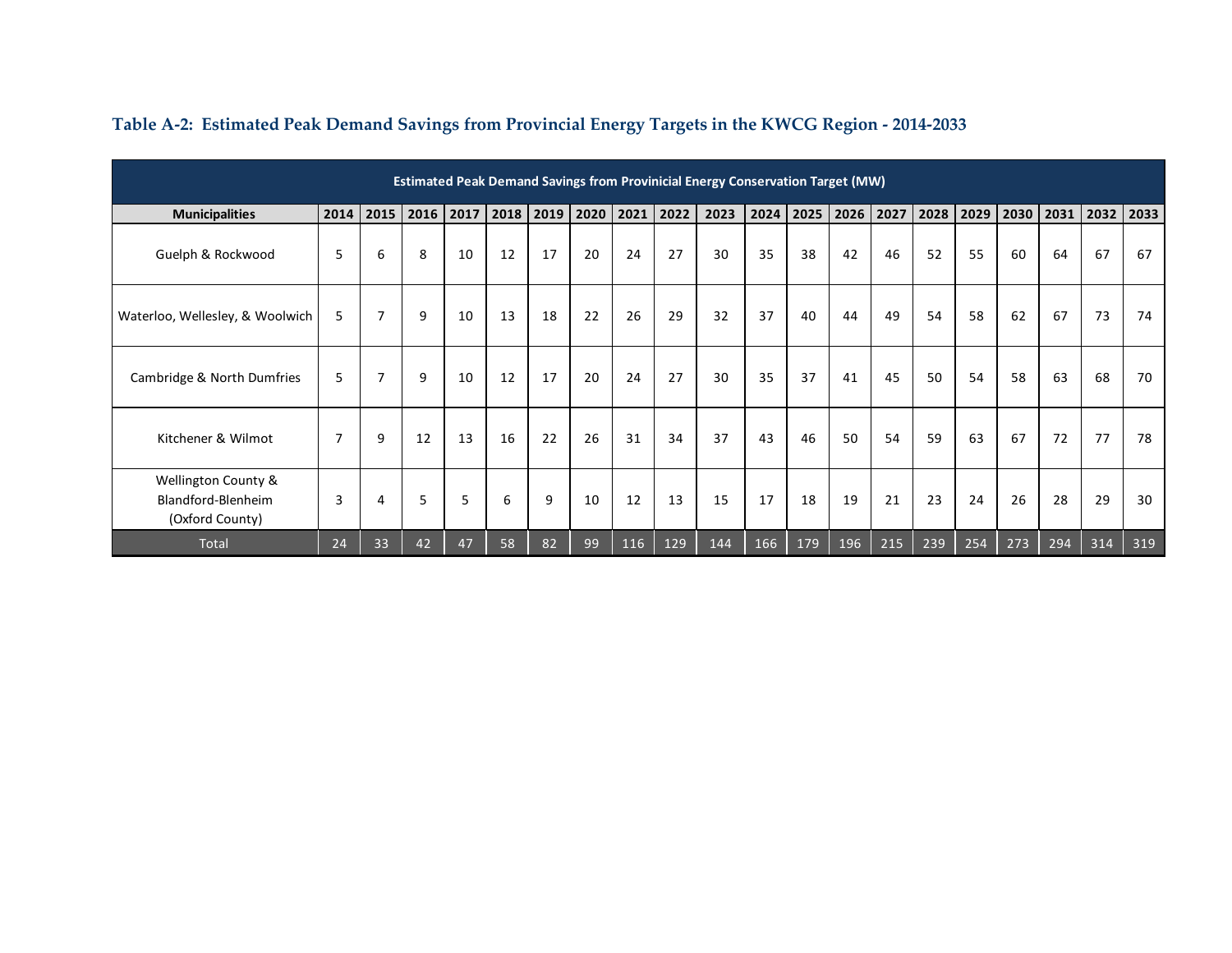### Table A-2: Estimated Peak Demand Savings from Provincial Energy Targets in the KWCG Region - 2014-2033

| Estimated Peak Demand Savings from Provinicial Energy Conservation Target (MW) | | | | | | | | | | | | | | | | | | | | |
|---|---|---|---|---|---|---|---|---|---|---|---|---|---|---|---|---|---|---|---|---|
| **Municipalities** | **2014** | **2015** | **2016** | **2017** | **2018** | **2019** | **2020** | **2021** | **2022** | **2023** | **2024** | **2025** | **2026** | **2027** | **2028** | **2029** | **2030** | **2031** | **2032** | **2033** |
| Guelph & Rockwood | 5 | 6 | 8 | 10 | 12 | 17 | 20 | 24 | 27 | 30 | 35 | 38 | 42 | 46 | 52 | 55 | 60 | 64 | 67 | 67 |
| Waterloo, Wellesley, & Woolwich | 5 | 7 | 9 | 10 | 13 | 18 | 22 | 26 | 29 | 32 | 37 | 40 | 44 | 49 | 54 | 58 | 62 | 67 | 73 | 74 |
| Cambridge & North Dumfries | 5 | 7 | 9 | 10 | 12 | 17 | 20 | 24 | 27 | 30 | 35 | 37 | 41 | 45 | 50 | 54 | 58 | 63 | 68 | 70 |
| Kitchener & Wilmot | 7 | 9 | 12 | 13 | 16 | 22 | 26 | 31 | 34 | 37 | 43 | 46 | 50 | 54 | 59 | 63 | 67 | 72 | 77 | 78 |
| Wellington County & Blandford-Blenheim (Oxford County) | 3 | 4 | 5 | 5 | 6 | 9 | 10 | 12 | 13 | 15 | 17 | 18 | 19 | 21 | 23 | 24 | 26 | 28 | 29 | 30 |
| Total | 24 | 33 | 42 | 47 | 58 | 82 | 99 | 116 | 129 | 144 | 166 | 179 | 196 | 215 | 239 | 254 | 273 | 294 | 314 | 319 |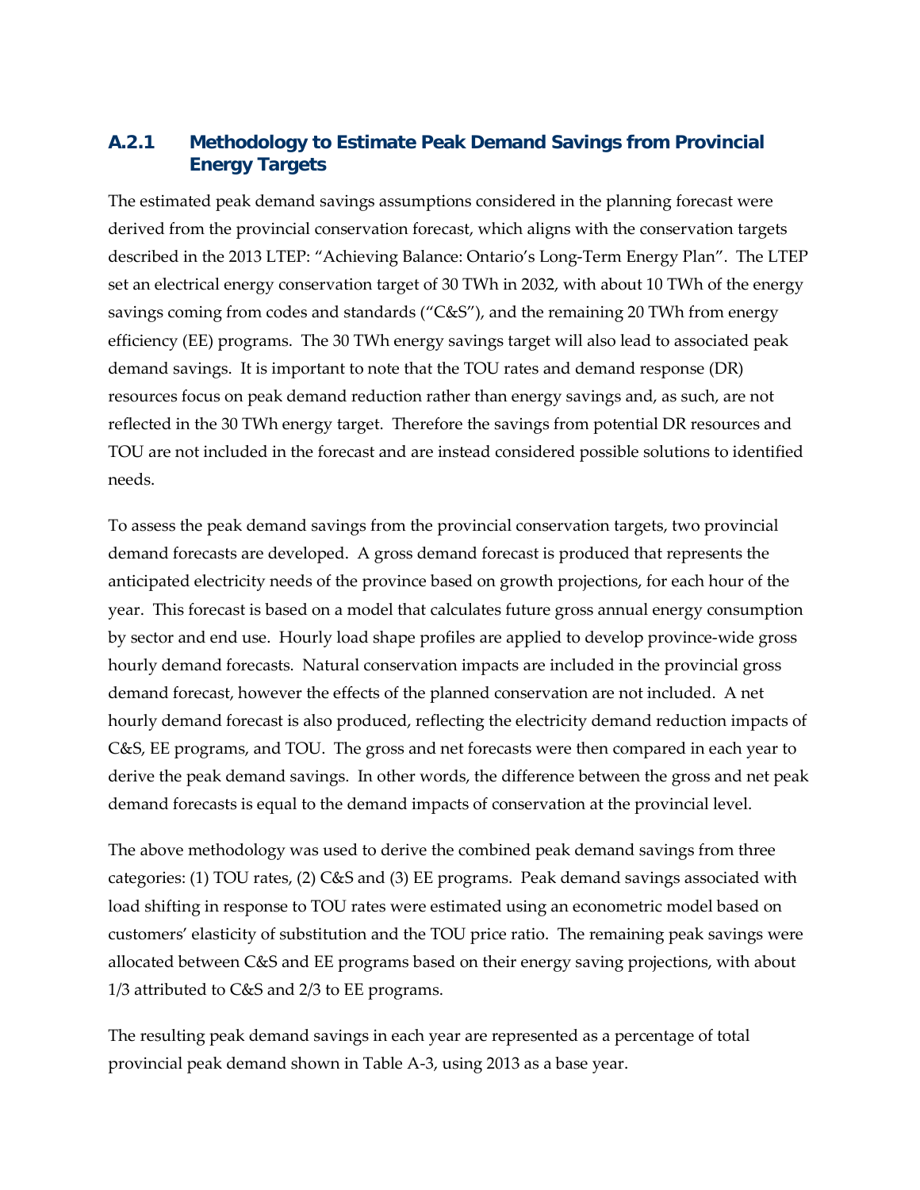### A.2.1 Methodology to Estimate Peak Demand Savings from Provincial Energy Targets

The estimated peak demand savings assumptions considered in the planning forecast were derived from the provincial conservation forecast, which aligns with the conservation targets described in the 2013 LTEP: "Achieving Balance: Ontario's Long-Term Energy Plan". The LTEP set an electrical energy conservation target of 30 TWh in 2032, with about 10 TWh of the energy savings coming from codes and standards ("C&S"), and the remaining 20 TWh from energy efficiency (EE) programs. The 30 TWh energy savings target will also lead to associated peak demand savings. It is important to note that the TOU rates and demand response (DR) resources focus on peak demand reduction rather than energy savings and, as such, are not reflected in the 30 TWh energy target. Therefore the savings from potential DR resources and TOU are not included in the forecast and are instead considered possible solutions to identified needs.

To assess the peak demand savings from the provincial conservation targets, two provincial demand forecasts are developed. A gross demand forecast is produced that represents the anticipated electricity needs of the province based on growth projections, for each hour of the year. This forecast is based on a model that calculates future gross annual energy consumption by sector and end use. Hourly load shape profiles are applied to develop province-wide gross hourly demand forecasts. Natural conservation impacts are included in the provincial gross demand forecast, however the effects of the planned conservation are not included. A net hourly demand forecast is also produced, reflecting the electricity demand reduction impacts of C&S, EE programs, and TOU. The gross and net forecasts were then compared in each year to derive the peak demand savings. In other words, the difference between the gross and net peak demand forecasts is equal to the demand impacts of conservation at the provincial level.

The above methodology was used to derive the combined peak demand savings from three categories: (1) TOU rates, (2) C&S and (3) EE programs. Peak demand savings associated with load shifting in response to TOU rates were estimated using an econometric model based on customers' elasticity of substitution and the TOU price ratio. The remaining peak savings were allocated between C&S and EE programs based on their energy saving projections, with about 1/3 attributed to C&S and 2/3 to EE programs.

The resulting peak demand savings in each year are represented as a percentage of total provincial peak demand shown in Table A-3, using 2013 as a base year.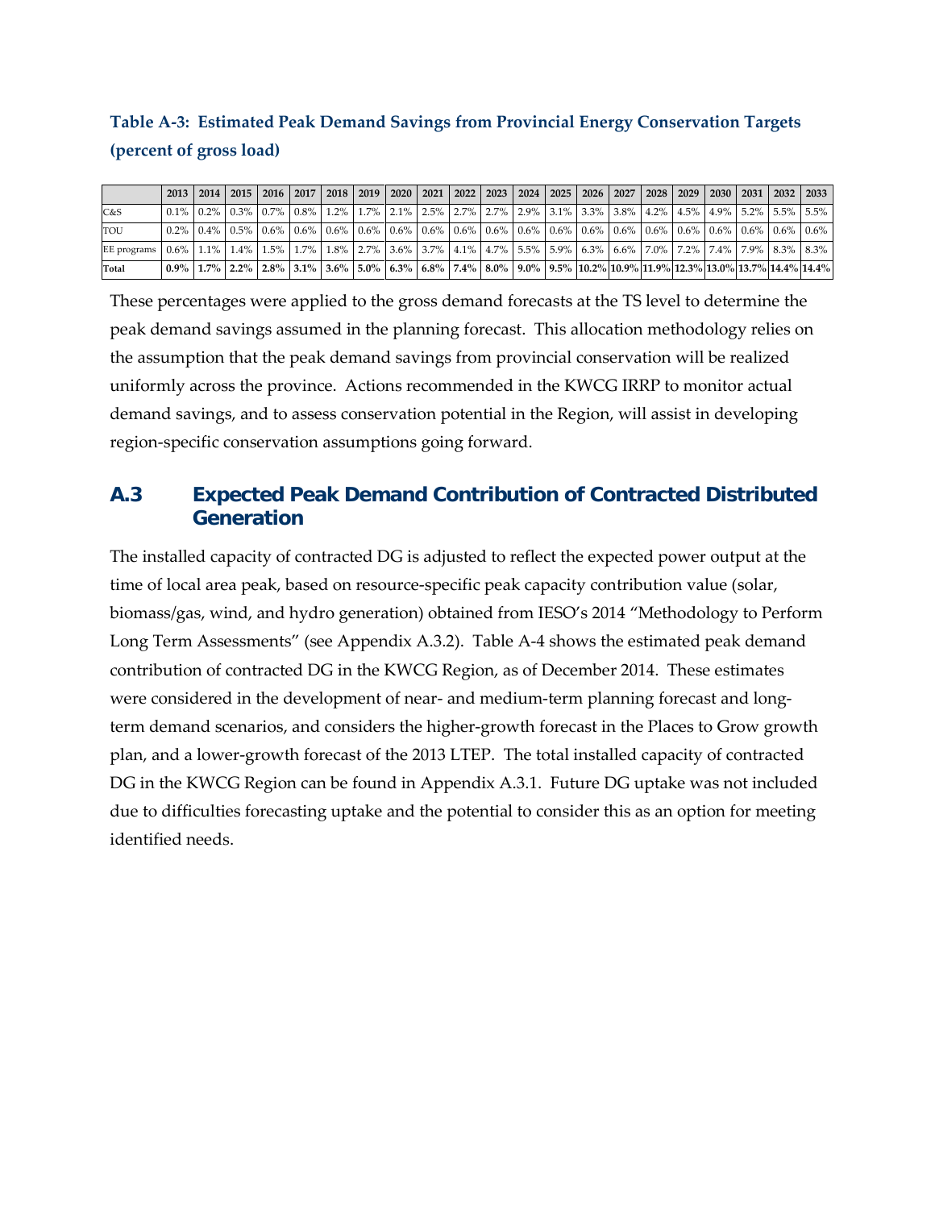**Table A-3: Estimated Peak Demand Savings from Provincial Energy Conservation Targets (percent of gross load)**

| | 2013 | 2014 | 2015 | 2016 | 2017 | 2018 | 2019 | 2020 | 2021 | 2022 | 2023 | 2024 | 2025 | 2026 | 2027 | 2028 | 2029 | 2030 | 2031 | 2032 | 2033 |
|---|---|---|---|---|---|---|---|---|---|---|---|---|---|---|---|---|---|---|---|---|---|
| C&S | 0.1% | 0.2% | 0.3% | 0.7% | 0.8% | 1.2% | 1.7% | 2.1% | 2.5% | 2.7% | 2.7% | 2.9% | 3.1% | 3.3% | 3.8% | 4.2% | 4.5% | 4.9% | 5.2% | 5.5% | 5.5% |
| TOU | 0.2% | 0.4% | 0.5% | 0.6% | 0.6% | 0.6% | 0.6% | 0.6% | 0.6% | 0.6% | 0.6% | 0.6% | 0.6% | 0.6% | 0.6% | 0.6% | 0.6% | 0.6% | 0.6% | 0.6% | 0.6% |
| EE programs | 0.6% | 1.1% | 1.4% | 1.5% | 1.7% | 1.8% | 2.7% | 3.6% | 3.7% | 4.1% | 4.7% | 5.5% | 5.9% | 6.3% | 6.6% | 7.0% | 7.2% | 7.4% | 7.9% | 8.3% | 8.3% |
| **Total** | **0.9%** | **1.7%** | **2.2%** | **2.8%** | **3.1%** | **3.6%** | **5.0%** | **6.3%** | **6.8%** | **7.4%** | **8.0%** | **9.0%** | **9.5%** | **10.2%** | **10.9%** | **11.9%** | **12.3%** | **13.0%** | **13.7%** | **14.4%** | **14.4%** |

These percentages were applied to the gross demand forecasts at the TS level to determine the peak demand savings assumed in the planning forecast. This allocation methodology relies on the assumption that the peak demand savings from provincial conservation will be realized uniformly across the province. Actions recommended in the KWCG IRRP to monitor actual demand savings, and to assess conservation potential in the Region, will assist in developing region-specific conservation assumptions going forward.

## A.3 Expected Peak Demand Contribution of Contracted Distributed Generation

The installed capacity of contracted DG is adjusted to reflect the expected power output at the time of local area peak, based on resource-specific peak capacity contribution value (solar, biomass/gas, wind, and hydro generation) obtained from IESO's 2014 "Methodology to Perform Long Term Assessments" (see Appendix A.3.2). Table A-4 shows the estimated peak demand contribution of contracted DG in the KWCG Region, as of December 2014. These estimates were considered in the development of near- and medium-term planning forecast and long-term demand scenarios, and considers the higher-growth forecast in the Places to Grow growth plan, and a lower-growth forecast of the 2013 LTEP. The total installed capacity of contracted DG in the KWCG Region can be found in Appendix A.3.1. Future DG uptake was not included due to difficulties forecasting uptake and the potential to consider this as an option for meeting identified needs.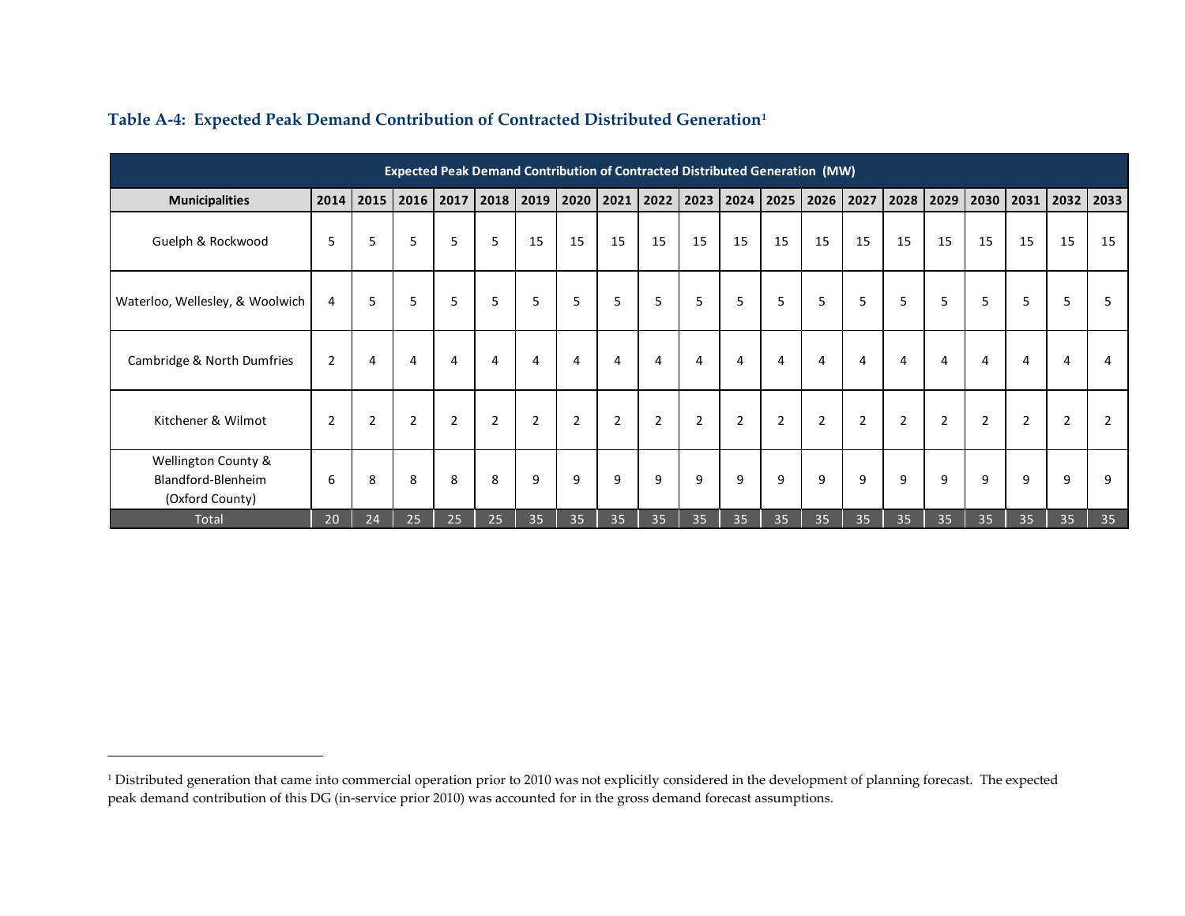### Table A-4: Expected Peak Demand Contribution of Contracted Distributed Generation[1]

| Expected Peak Demand Contribution of Contracted Distributed Generation (MW) | | | | | | | | | | | | | | | | | | | | |
|---|---|---|---|---|---|---|---|---|---|---|---|---|---|---|---|---|---|---|---|---|
| **Municipalities** | **2014** | **2015** | **2016** | **2017** | **2018** | **2019** | **2020** | **2021** | **2022** | **2023** | **2024** | **2025** | **2026** | **2027** | **2028** | **2029** | **2030** | **2031** | **2032** | **2033** |
| Guelph & Rockwood | 5 | 5 | 5 | 5 | 5 | 15 | 15 | 15 | 15 | 15 | 15 | 15 | 15 | 15 | 15 | 15 | 15 | 15 | 15 | 15 |
| Waterloo, Wellesley, & Woolwich | 4 | 5 | 5 | 5 | 5 | 5 | 5 | 5 | 5 | 5 | 5 | 5 | 5 | 5 | 5 | 5 | 5 | 5 | 5 | 5 |
| Cambridge & North Dumfries | 2 | 4 | 4 | 4 | 4 | 4 | 4 | 4 | 4 | 4 | 4 | 4 | 4 | 4 | 4 | 4 | 4 | 4 | 4 | 4 |
| Kitchener & Wilmot | 2 | 2 | 2 | 2 | 2 | 2 | 2 | 2 | 2 | 2 | 2 | 2 | 2 | 2 | 2 | 2 | 2 | 2 | 2 | 2 |
| Wellington County & Blandford-Blenheim (Oxford County) | 6 | 8 | 8 | 8 | 8 | 9 | 9 | 9 | 9 | 9 | 9 | 9 | 9 | 9 | 9 | 9 | 9 | 9 | 9 | 9 |
| Total | 20 | 24 | 25 | 25 | 25 | 35 | 35 | 35 | 35 | 35 | 35 | 35 | 35 | 35 | 35 | 35 | 35 | 35 | 35 | 35 |

[1] Distributed generation that came into commercial operation prior to 2010 was not explicitly considered in the development of planning forecast. The expected peak demand contribution of this DG (in-service prior 2010) was accounted for in the gross demand forecast assumptions.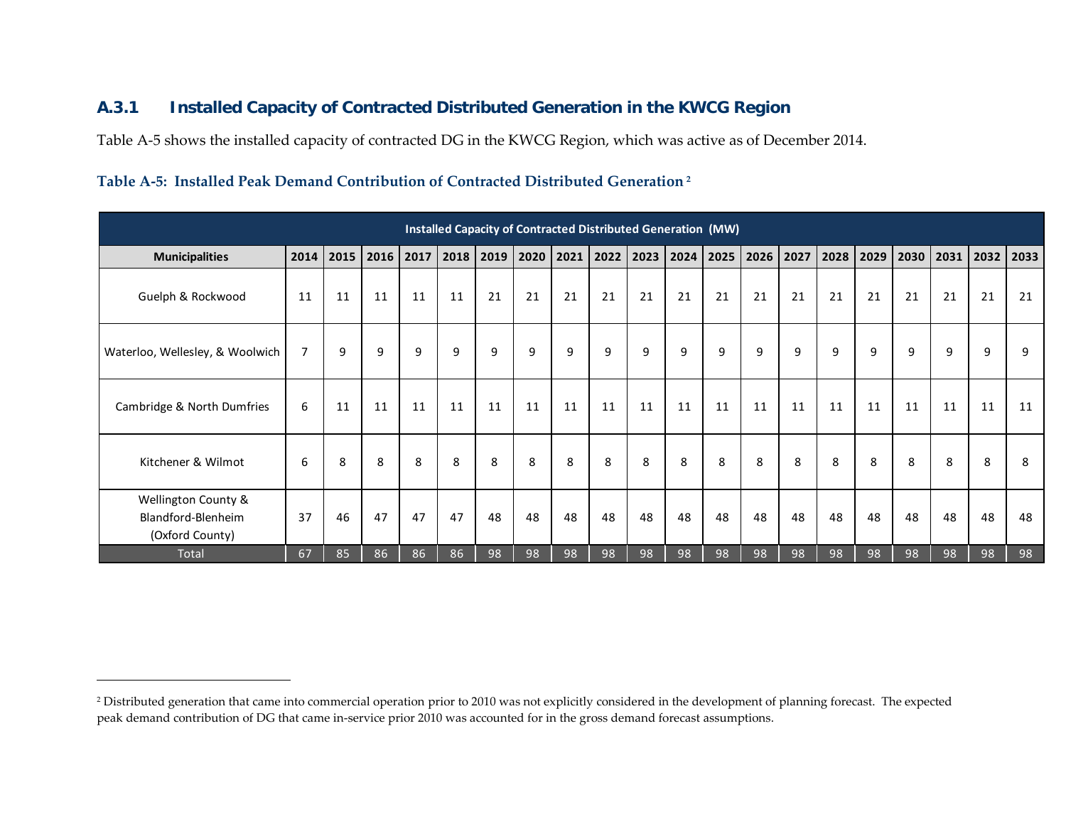### A.3.1 Installed Capacity of Contracted Distributed Generation in the KWCG Region

Table A-5 shows the installed capacity of contracted DG in the KWCG Region, which was active as of December 2014.

**Table A-5: Installed Peak Demand Contribution of Contracted Distributed Generation [2]**

| Installed Capacity of Contracted Distributed Generation (MW) | | | | | | | | | | | | | | | | | | | | |
|---|---|---|---|---|---|---|---|---|---|---|---|---|---|---|---|---|---|---|---|---|
| **Municipalities** | **2014** | **2015** | **2016** | **2017** | **2018** | **2019** | **2020** | **2021** | **2022** | **2023** | **2024** | **2025** | **2026** | **2027** | **2028** | **2029** | **2030** | **2031** | **2032** | **2033** |
| Guelph & Rockwood | 11 | 11 | 11 | 11 | 11 | 21 | 21 | 21 | 21 | 21 | 21 | 21 | 21 | 21 | 21 | 21 | 21 | 21 | 21 | 21 |
| Waterloo, Wellesley, & Woolwich | 7 | 9 | 9 | 9 | 9 | 9 | 9 | 9 | 9 | 9 | 9 | 9 | 9 | 9 | 9 | 9 | 9 | 9 | 9 | 9 |
| Cambridge & North Dumfries | 6 | 11 | 11 | 11 | 11 | 11 | 11 | 11 | 11 | 11 | 11 | 11 | 11 | 11 | 11 | 11 | 11 | 11 | 11 | 11 |
| Kitchener & Wilmot | 6 | 8 | 8 | 8 | 8 | 8 | 8 | 8 | 8 | 8 | 8 | 8 | 8 | 8 | 8 | 8 | 8 | 8 | 8 | 8 |
| Wellington County & Blandford-Blenheim (Oxford County) | 37 | 46 | 47 | 47 | 47 | 48 | 48 | 48 | 48 | 48 | 48 | 48 | 48 | 48 | 48 | 48 | 48 | 48 | 48 | 48 |
| Total | 67 | 85 | 86 | 86 | 86 | 98 | 98 | 98 | 98 | 98 | 98 | 98 | 98 | 98 | 98 | 98 | 98 | 98 | 98 | 98 |

---

[2] Distributed generation that came into commercial operation prior to 2010 was not explicitly considered in the development of planning forecast. The expected peak demand contribution of DG that came in-service prior 2010 was accounted for in the gross demand forecast assumptions.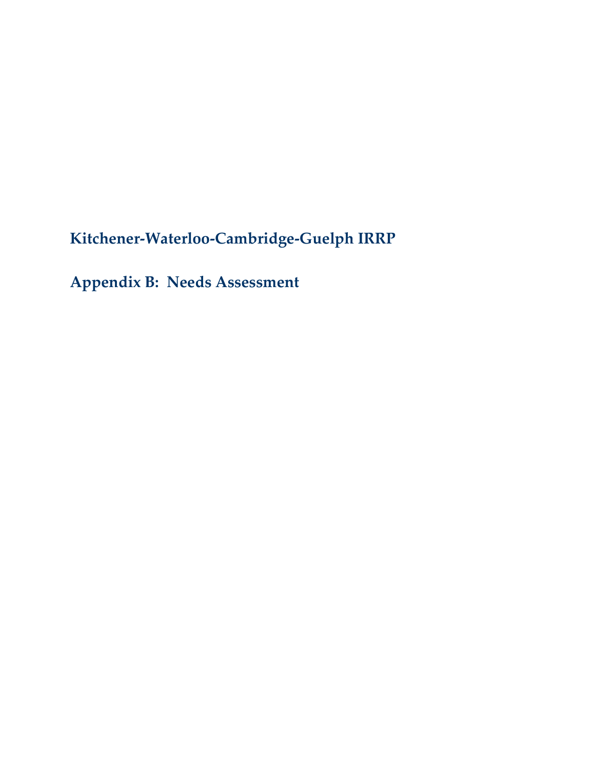# Kitchener-Waterloo-Cambridge-Guelph IRRP

## Appendix B: Needs Assessment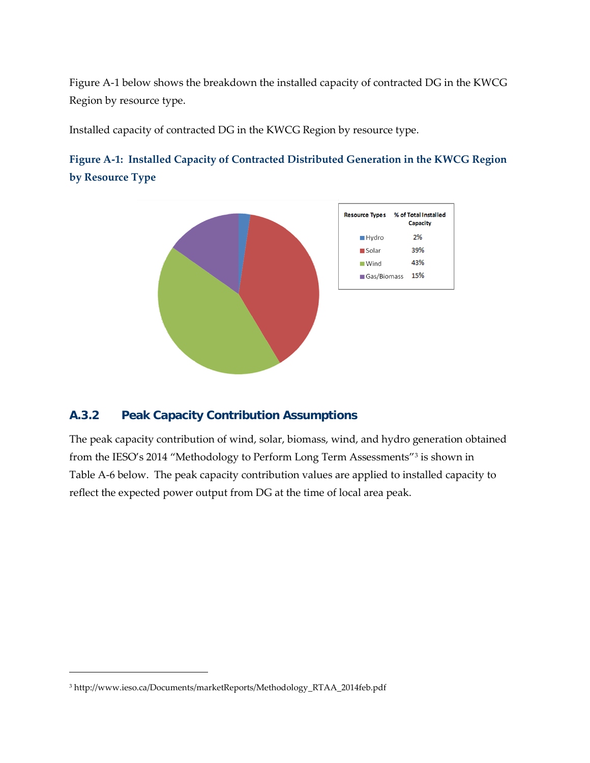Figure A-1 below shows the breakdown the installed capacity of contracted DG in the KWCG Region by resource type.

Installed capacity of contracted DG in the KWCG Region by resource type.

**Figure A-1: Installed Capacity of Contracted Distributed Generation in the KWCG Region by Resource Type**

Resource Types | % of Total Installed Capacity

Hydro 2%

Solar 39%

Wind 43%

Gas/Biomass 15%

### A.3.2 Peak Capacity Contribution Assumptions

The peak capacity contribution of wind, solar, biomass, wind, and hydro generation obtained from the IESO's 2014 "Methodology to Perform Long Term Assessments"[3] is shown in Table A-6 below. The peak capacity contribution values are applied to installed capacity to reflect the expected power output from DG at the time of local area peak.

[3] http://www.ieso.ca/Documents/marketReports/Methodology_RTAA_2014feb.pdf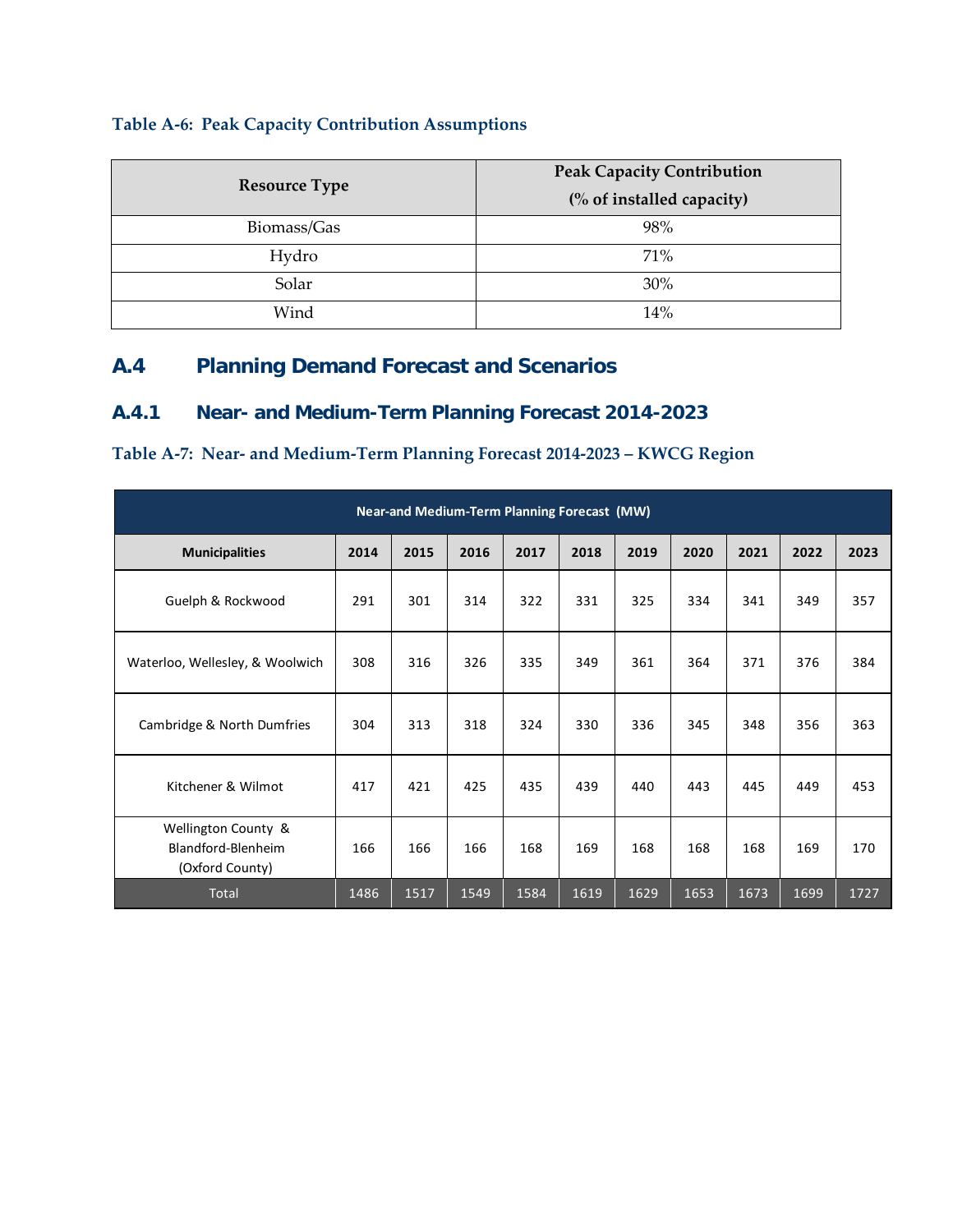**Table A-6: Peak Capacity Contribution Assumptions**

| Resource Type | Peak Capacity Contribution (% of installed capacity) |
|---|---|
| Biomass/Gas | 98% |
| Hydro | 71% |
| Solar | 30% |
| Wind | 14% |

## A.4 Planning Demand Forecast and Scenarios

### A.4.1 Near- and Medium-Term Planning Forecast 2014-2023

**Table A-7: Near- and Medium-Term Planning Forecast 2014-2023 – KWCG Region**

| Near-and Medium-Term Planning Forecast (MW) | | | | | | | | | | |
|---|---|---|---|---|---|---|---|---|---|---|
| **Municipalities** | **2014** | **2015** | **2016** | **2017** | **2018** | **2019** | **2020** | **2021** | **2022** | **2023** |
| Guelph & Rockwood | 291 | 301 | 314 | 322 | 331 | 325 | 334 | 341 | 349 | 357 |
| Waterloo, Wellesley, & Woolwich | 308 | 316 | 326 | 335 | 349 | 361 | 364 | 371 | 376 | 384 |
| Cambridge & North Dumfries | 304 | 313 | 318 | 324 | 330 | 336 | 345 | 348 | 356 | 363 |
| Kitchener & Wilmot | 417 | 421 | 425 | 435 | 439 | 440 | 443 | 445 | 449 | 453 |
| Wellington County & Blandford-Blenheim (Oxford County) | 166 | 166 | 166 | 168 | 169 | 168 | 168 | 168 | 169 | 170 |
| Total | 1486 | 1517 | 1549 | 1584 | 1619 | 1629 | 1653 | 1673 | 1699 | 1727 |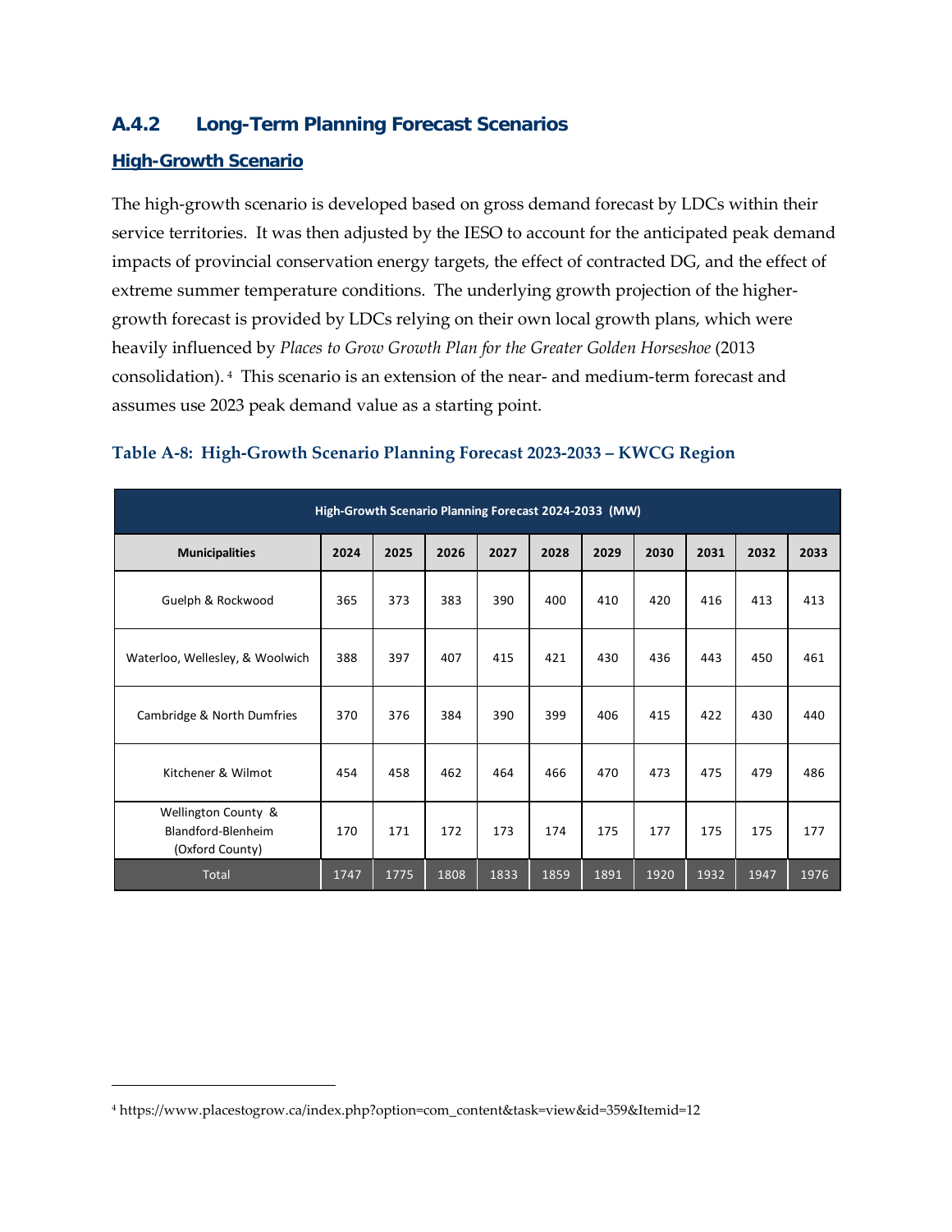### A.4.2 Long-Term Planning Forecast Scenarios

**High-Growth Scenario**

The high-growth scenario is developed based on gross demand forecast by LDCs within their service territories. It was then adjusted by the IESO to account for the anticipated peak demand impacts of provincial conservation energy targets, the effect of contracted DG, and the effect of extreme summer temperature conditions. The underlying growth projection of the higher-growth forecast is provided by LDCs relying on their own local growth plans, which were heavily influenced by *Places to Grow Growth Plan for the Greater Golden Horseshoe* (2013 consolidation).[4] This scenario is an extension of the near- and medium-term forecast and assumes use 2023 peak demand value as a starting point.

**Table A-8: High-Growth Scenario Planning Forecast 2023-2033 – KWCG Region**

| High-Growth Scenario Planning Forecast 2024-2033 (MW) | | | | | | | | | | |
|---|---|---|---|---|---|---|---|---|---|---|
| **Municipalities** | **2024** | **2025** | **2026** | **2027** | **2028** | **2029** | **2030** | **2031** | **2032** | **2033** |
| Guelph & Rockwood | 365 | 373 | 383 | 390 | 400 | 410 | 420 | 416 | 413 | 413 |
| Waterloo, Wellesley, & Woolwich | 388 | 397 | 407 | 415 | 421 | 430 | 436 | 443 | 450 | 461 |
| Cambridge & North Dumfries | 370 | 376 | 384 | 390 | 399 | 406 | 415 | 422 | 430 | 440 |
| Kitchener & Wilmot | 454 | 458 | 462 | 464 | 466 | 470 | 473 | 475 | 479 | 486 |
| Wellington County & Blandford-Blenheim (Oxford County) | 170 | 171 | 172 | 173 | 174 | 175 | 177 | 175 | 175 | 177 |
| Total | 1747 | 1775 | 1808 | 1833 | 1859 | 1891 | 1920 | 1932 | 1947 | 1976 |

[4] https://www.placestogrow.ca/index.php?option=com_content&task=view&id=359&Itemid=12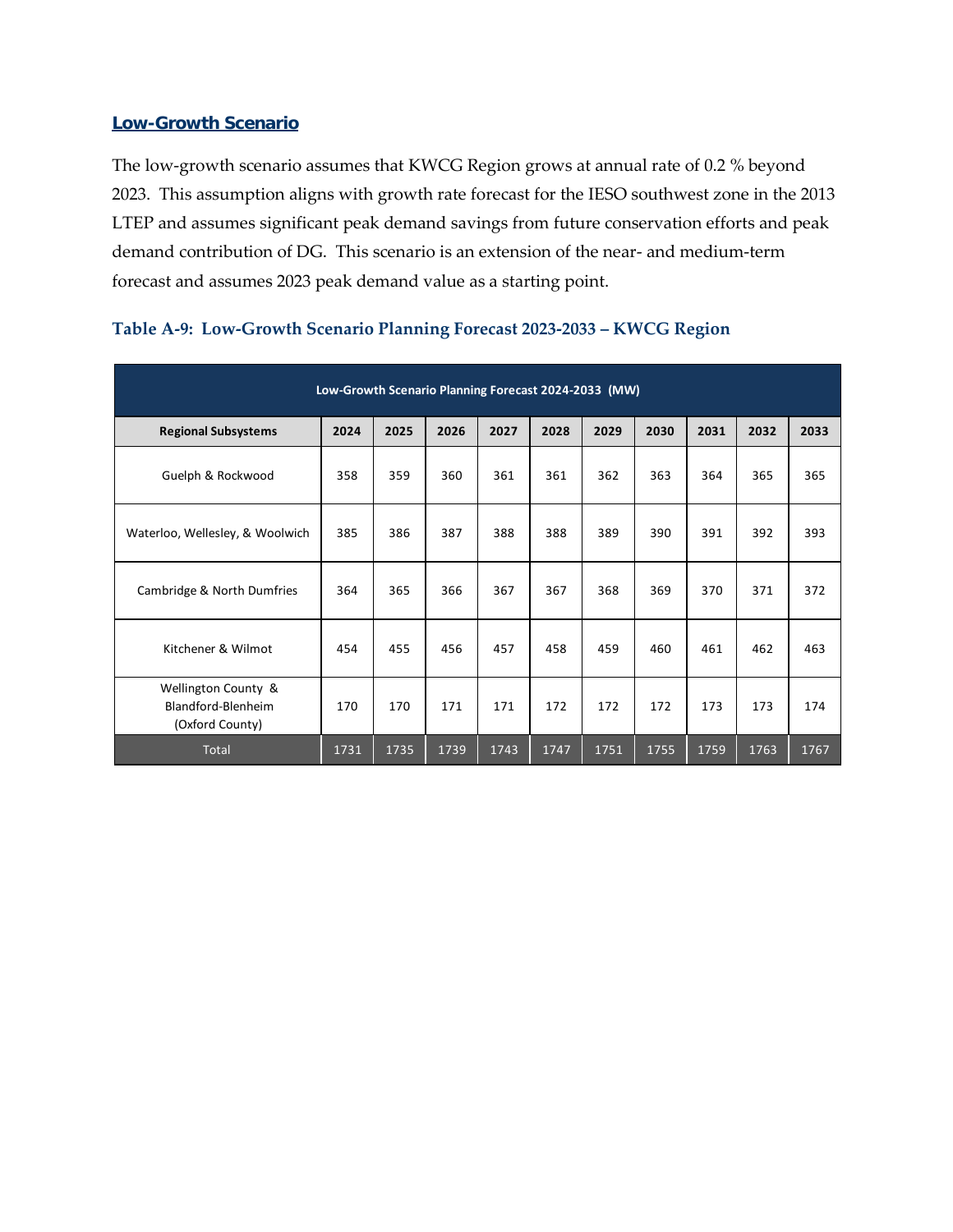### Low-Growth Scenario

The low-growth scenario assumes that KWCG Region grows at annual rate of 0.2 % beyond 2023. This assumption aligns with growth rate forecast for the IESO southwest zone in the 2013 LTEP and assumes significant peak demand savings from future conservation efforts and peak demand contribution of DG. This scenario is an extension of the near- and medium-term forecast and assumes 2023 peak demand value as a starting point.

**Table A-9: Low-Growth Scenario Planning Forecast 2023-2033 – KWCG Region**

| Low-Growth Scenario Planning Forecast 2024-2033 (MW) | | | | | | | | | | |
|---|---|---|---|---|---|---|---|---|---|---|
| **Regional Subsystems** | **2024** | **2025** | **2026** | **2027** | **2028** | **2029** | **2030** | **2031** | **2032** | **2033** |
| Guelph & Rockwood | 358 | 359 | 360 | 361 | 361 | 362 | 363 | 364 | 365 | 365 |
| Waterloo, Wellesley, & Woolwich | 385 | 386 | 387 | 388 | 388 | 389 | 390 | 391 | 392 | 393 |
| Cambridge & North Dumfries | 364 | 365 | 366 | 367 | 367 | 368 | 369 | 370 | 371 | 372 |
| Kitchener & Wilmot | 454 | 455 | 456 | 457 | 458 | 459 | 460 | 461 | 462 | 463 |
| Wellington County & Blandford-Blenheim (Oxford County) | 170 | 170 | 171 | 171 | 172 | 172 | 172 | 173 | 173 | 174 |
| Total | 1731 | 1735 | 1739 | 1743 | 1747 | 1751 | 1755 | 1759 | 1763 | 1767 |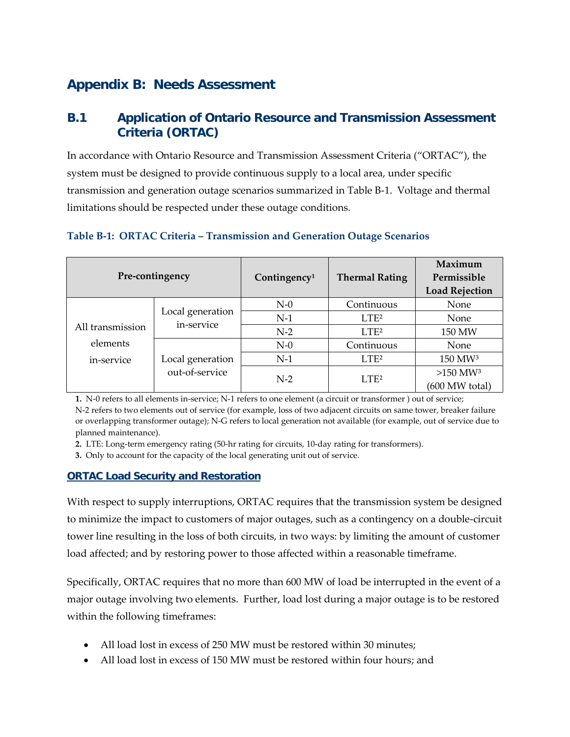# Appendix B: Needs Assessment

## B.1 Application of Ontario Resource and Transmission Assessment Criteria (ORTAC)

In accordance with Ontario Resource and Transmission Assessment Criteria ("ORTAC"), the system must be designed to provide continuous supply to a local area, under specific transmission and generation outage scenarios summarized in Table B-1. Voltage and thermal limitations should be respected under these outage conditions.

**Table B-1: ORTAC Criteria – Transmission and Generation Outage Scenarios**

| Pre-contingency | | Contingency[1] | Thermal Rating | Maximum Permissible Load Rejection |
|---|---|---|---|---|
| All transmission elements in-service | Local generation in-service | N-0 | Continuous | None |
| | | N-1 | LTE[2] | None |
| | | N-2 | LTE[2] | 150 MW |
| | Local generation out-of-service | N-0 | Continuous | None |
| | | N-1 | LTE[2] | 150 MW[3] |
| | | N-2 | LTE[2] | >150 MW[3] (600 MW total) |

**1.** N-0 refers to all elements in-service; N-1 refers to one element (a circuit or transformer ) out of service; N-2 refers to two elements out of service (for example, loss of two adjacent circuits on same tower, breaker failure or overlapping transformer outage); N-G refers to local generation not available (for example, out of service due to planned maintenance).

**2.** LTE: Long-term emergency rating (50-hr rating for circuits, 10-day rating for transformers).

**3.** Only to account for the capacity of the local generating unit out of service.

### ORTAC Load Security and Restoration

With respect to supply interruptions, ORTAC requires that the transmission system be designed to minimize the impact to customers of major outages, such as a contingency on a double-circuit tower line resulting in the loss of both circuits, in two ways: by limiting the amount of customer load affected; and by restoring power to those affected within a reasonable timeframe.

Specifically, ORTAC requires that no more than 600 MW of load be interrupted in the event of a major outage involving two elements. Further, load lost during a major outage is to be restored within the following timeframes:

- All load lost in excess of 250 MW must be restored within 30 minutes;
- All load lost in excess of 150 MW must be restored within four hours; and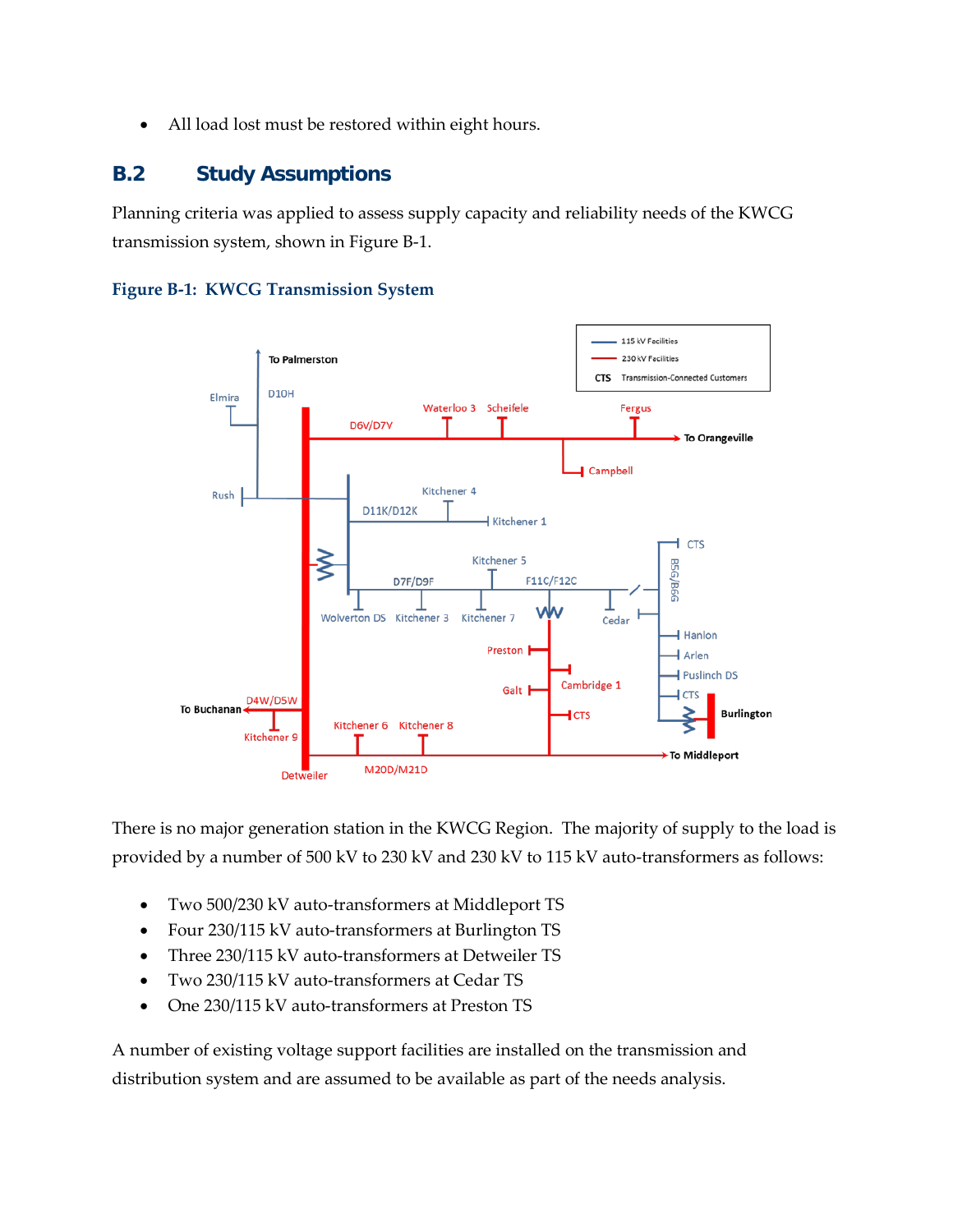- All load lost must be restored within eight hours.

## B.2 Study Assumptions

Planning criteria was applied to assess supply capacity and reliability needs of the KWCG transmission system, shown in Figure B-1.

### Figure B-1: KWCG Transmission System

115 kV Facilities
230 kV Facilities
CTS Transmission-Connected Customers

To Palmerston
Elmira
D10H
Waterloo 3
Scheifele
Fergus
D6V/D7V
To Orangeville
Campbell
Rush
Kitchener 4
D11K/D12K
Kitchener 1
CTS
Kitchener 5
B5G/B6G
D7F/D9F
F11C/F12C
Wolverton DS
Kitchener 3
Kitchener 7
Cedar
Hanlon
Preston
Arlen
Cambridge 1
Puslinch DS
Galt
CTS
D4W/D5W
CTS
Burlington
To Buchanan
Kitchener 6
Kitchener 8
Kitchener 9
To Middleport
Detweiler
M20D/M21D

There is no major generation station in the KWCG Region. The majority of supply to the load is provided by a number of 500 kV to 230 kV and 230 kV to 115 kV auto-transformers as follows:

- Two 500/230 kV auto-transformers at Middleport TS
- Four 230/115 kV auto-transformers at Burlington TS
- Three 230/115 kV auto-transformers at Detweiler TS
- Two 230/115 kV auto-transformers at Cedar TS
- One 230/115 kV auto-transformers at Preston TS

A number of existing voltage support facilities are installed on the transmission and distribution system and are assumed to be available as part of the needs analysis.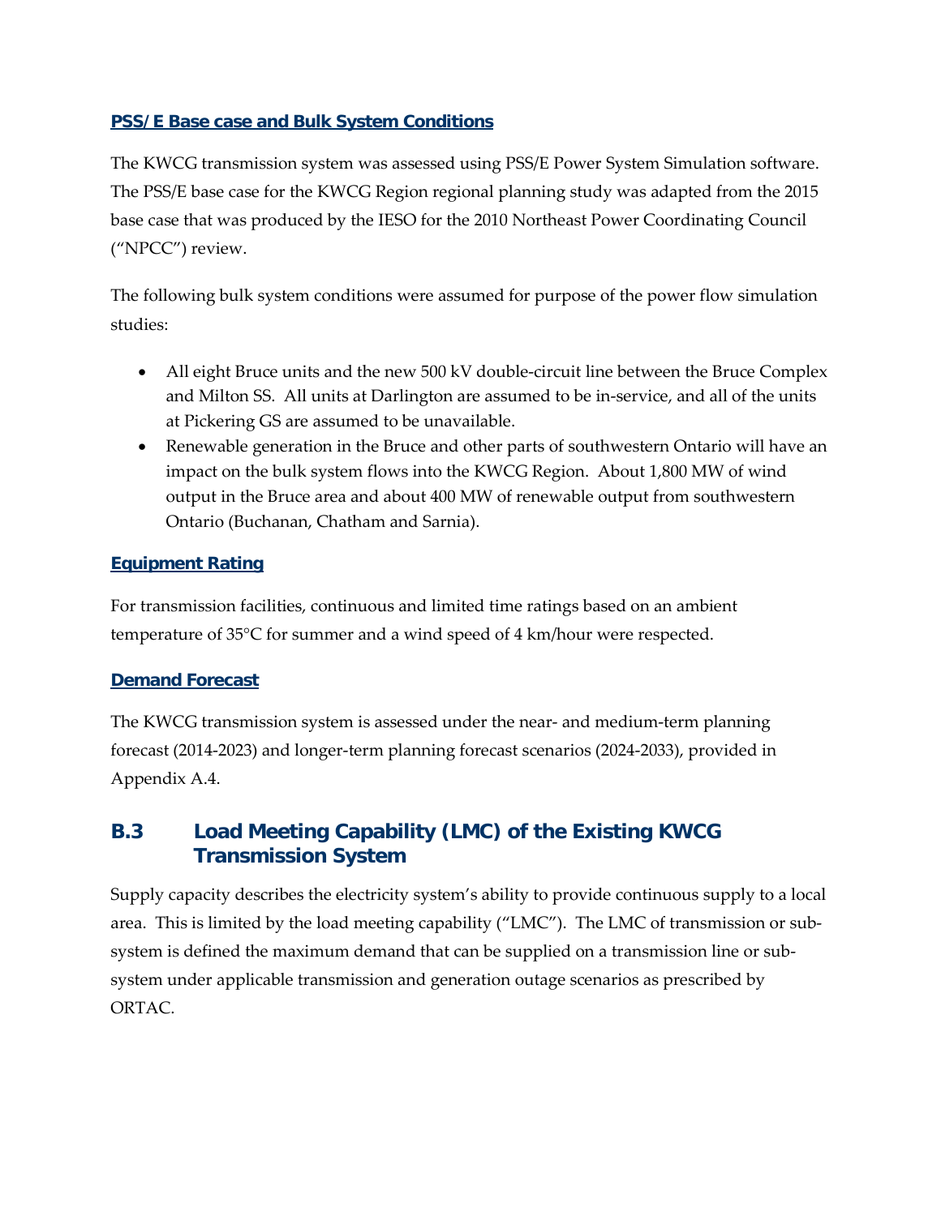### PSS/E Base case and Bulk System Conditions

The KWCG transmission system was assessed using PSS/E Power System Simulation software. The PSS/E base case for the KWCG Region regional planning study was adapted from the 2015 base case that was produced by the IESO for the 2010 Northeast Power Coordinating Council ("NPCC") review.

The following bulk system conditions were assumed for purpose of the power flow simulation studies:

- All eight Bruce units and the new 500 kV double-circuit line between the Bruce Complex and Milton SS. All units at Darlington are assumed to be in-service, and all of the units at Pickering GS are assumed to be unavailable.
- Renewable generation in the Bruce and other parts of southwestern Ontario will have an impact on the bulk system flows into the KWCG Region. About 1,800 MW of wind output in the Bruce area and about 400 MW of renewable output from southwestern Ontario (Buchanan, Chatham and Sarnia).

### Equipment Rating

For transmission facilities, continuous and limited time ratings based on an ambient temperature of 35°C for summer and a wind speed of 4 km/hour were respected.

### Demand Forecast

The KWCG transmission system is assessed under the near- and medium-term planning forecast (2014-2023) and longer-term planning forecast scenarios (2024-2033), provided in Appendix A.4.

## B.3 Load Meeting Capability (LMC) of the Existing KWCG Transmission System

Supply capacity describes the electricity system's ability to provide continuous supply to a local area. This is limited by the load meeting capability ("LMC"). The LMC of transmission or sub-system is defined the maximum demand that can be supplied on a transmission line or sub-system under applicable transmission and generation outage scenarios as prescribed by ORTAC.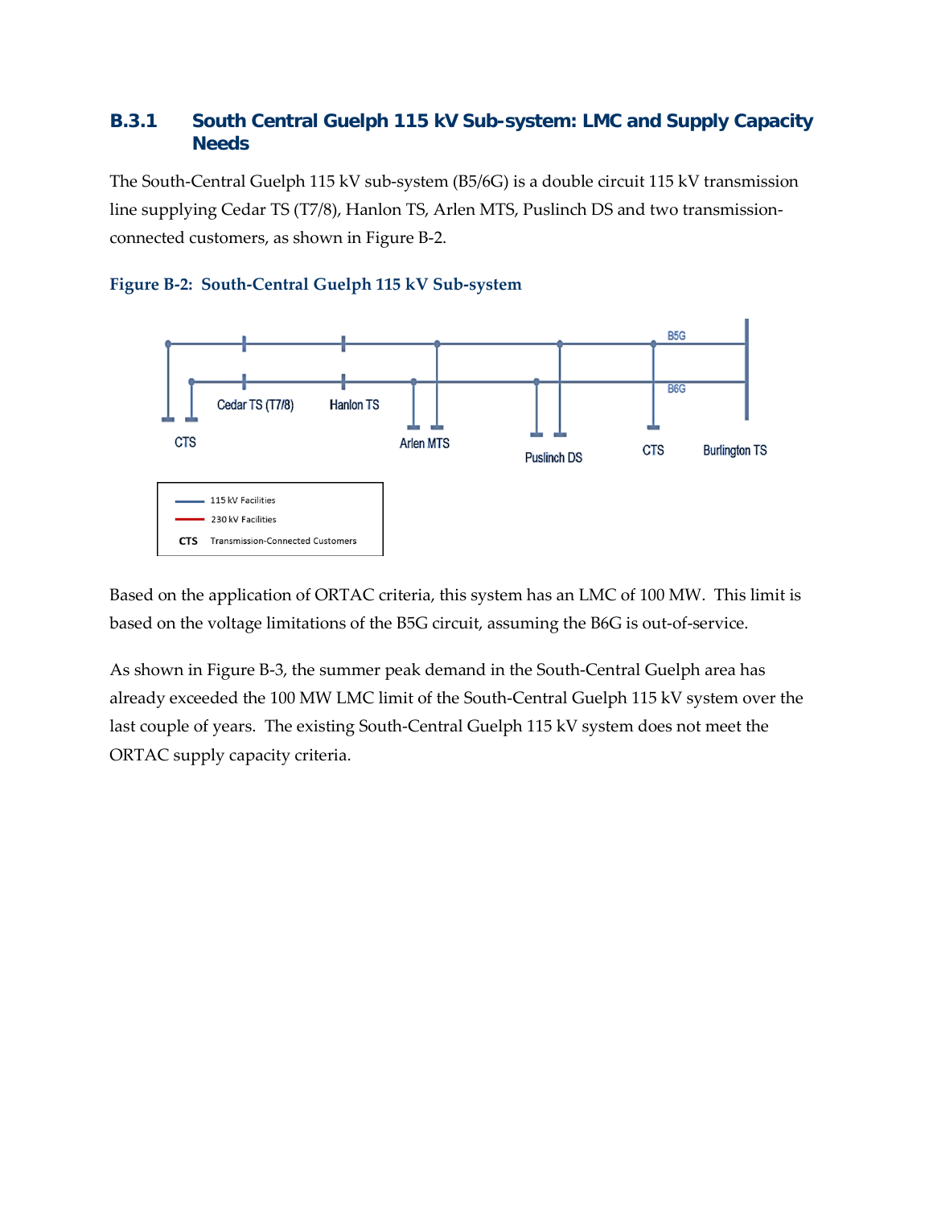### B.3.1 South Central Guelph 115 kV Sub-system: LMC and Supply Capacity Needs

The South-Central Guelph 115 kV sub-system (B5/6G) is a double circuit 115 kV transmission line supplying Cedar TS (T7/8), Hanlon TS, Arlen MTS, Puslinch DS and two transmission-connected customers, as shown in Figure B-2.

**Figure B-2: South-Central Guelph 115 kV Sub-system**

Based on the application of ORTAC criteria, this system has an LMC of 100 MW. This limit is based on the voltage limitations of the B5G circuit, assuming the B6G is out-of-service.

As shown in Figure B-3, the summer peak demand in the South-Central Guelph area has already exceeded the 100 MW LMC limit of the South-Central Guelph 115 kV system over the last couple of years. The existing South-Central Guelph 115 kV system does not meet the ORTAC supply capacity criteria.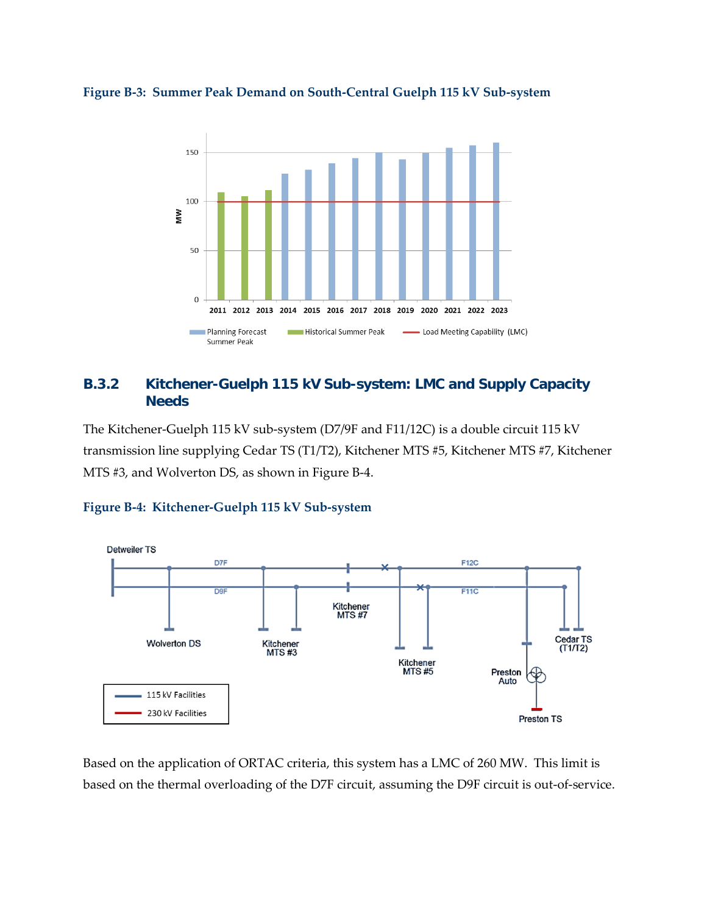**Figure B-3: Summer Peak Demand on South-Central Guelph 115 kV Sub-system**

### B.3.2 Kitchener-Guelph 115 kV Sub-system: LMC and Supply Capacity Needs

The Kitchener-Guelph 115 kV sub-system (D7/9F and F11/12C) is a double circuit 115 kV transmission line supplying Cedar TS (T1/T2), Kitchener MTS #5, Kitchener MTS #7, Kitchener MTS #3, and Wolverton DS, as shown in Figure B-4.

**Figure B-4: Kitchener-Guelph 115 kV Sub-system**

Based on the application of ORTAC criteria, this system has a LMC of 260 MW. This limit is based on the thermal overloading of the D7F circuit, assuming the D9F circuit is out-of-service.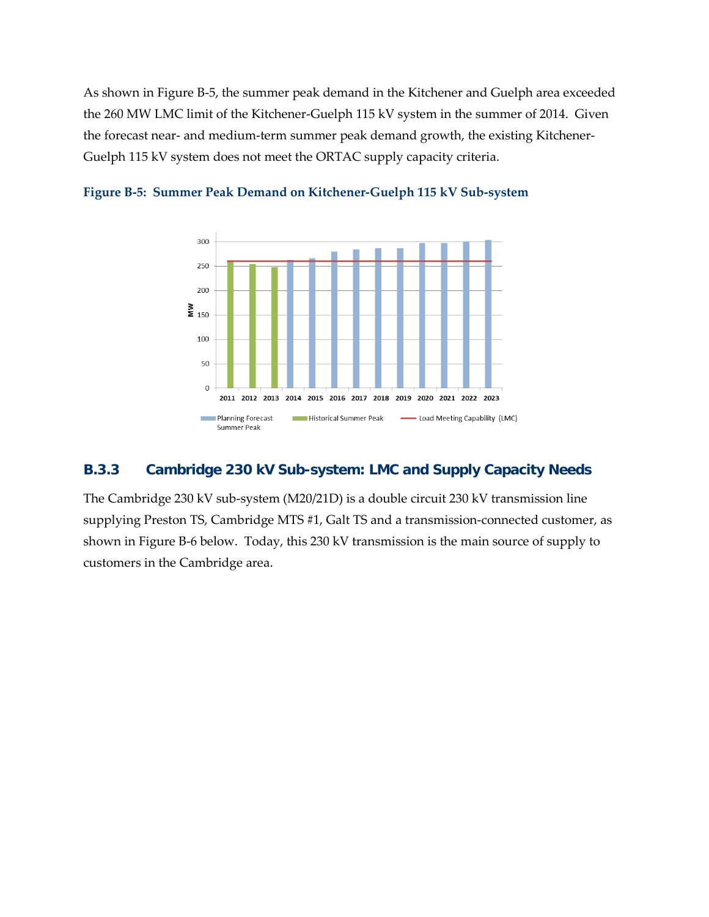As shown in Figure B-5, the summer peak demand in the Kitchener and Guelph area exceeded the 260 MW LMC limit of the Kitchener-Guelph 115 kV system in the summer of 2014. Given the forecast near- and medium-term summer peak demand growth, the existing Kitchener-Guelph 115 kV system does not meet the ORTAC supply capacity criteria.

**Figure B-5: Summer Peak Demand on Kitchener-Guelph 115 kV Sub-system**

### B.3.3 Cambridge 230 kV Sub-system: LMC and Supply Capacity Needs

The Cambridge 230 kV sub-system (M20/21D) is a double circuit 230 kV transmission line supplying Preston TS, Cambridge MTS #1, Galt TS and a transmission-connected customer, as shown in Figure B-6 below. Today, this 230 kV transmission is the main source of supply to customers in the Cambridge area.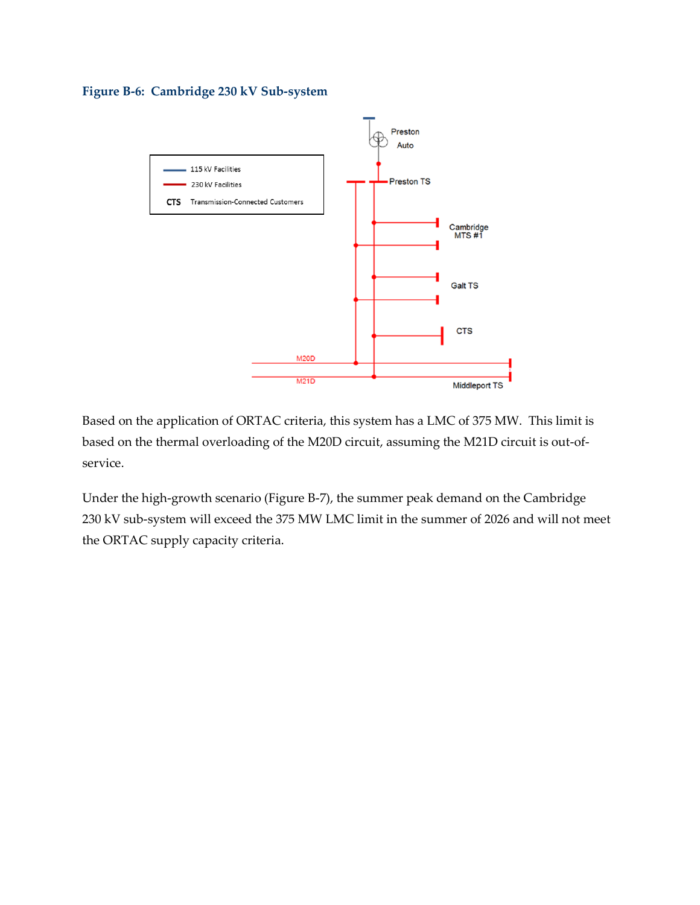**Figure B-6: Cambridge 230 kV Sub-system**

Based on the application of ORTAC criteria, this system has a LMC of 375 MW. This limit is based on the thermal overloading of the M20D circuit, assuming the M21D circuit is out-of-service.

Under the high-growth scenario (Figure B-7), the summer peak demand on the Cambridge 230 kV sub-system will exceed the 375 MW LMC limit in the summer of 2026 and will not meet the ORTAC supply capacity criteria.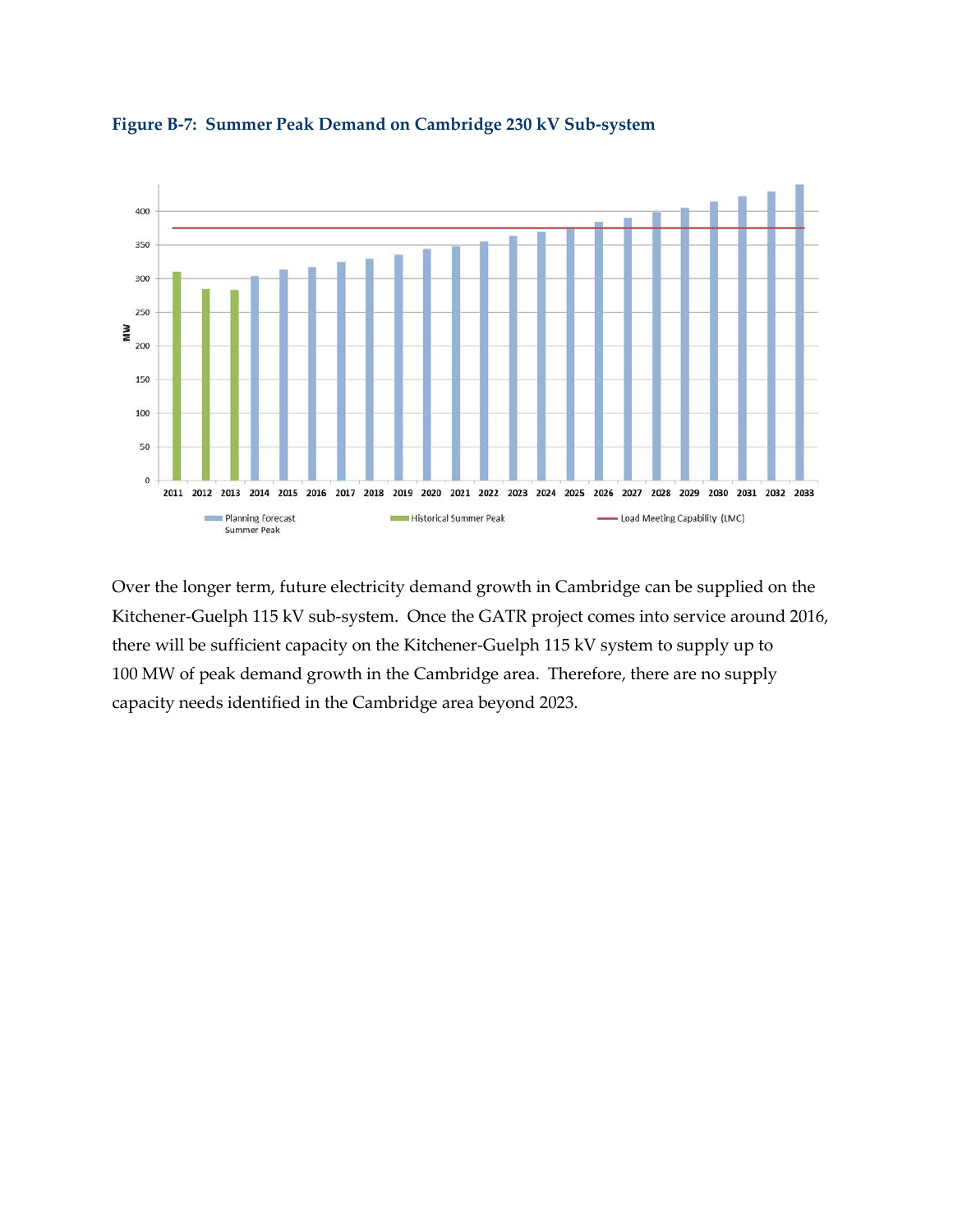**Figure B-7: Summer Peak Demand on Cambridge 230 kV Sub-system**

Over the longer term, future electricity demand growth in Cambridge can be supplied on the Kitchener-Guelph 115 kV sub-system. Once the GATR project comes into service around 2016, there will be sufficient capacity on the Kitchener-Guelph 115 kV system to supply up to 100 MW of peak demand growth in the Cambridge area. Therefore, there are no supply capacity needs identified in the Cambridge area beyond 2023.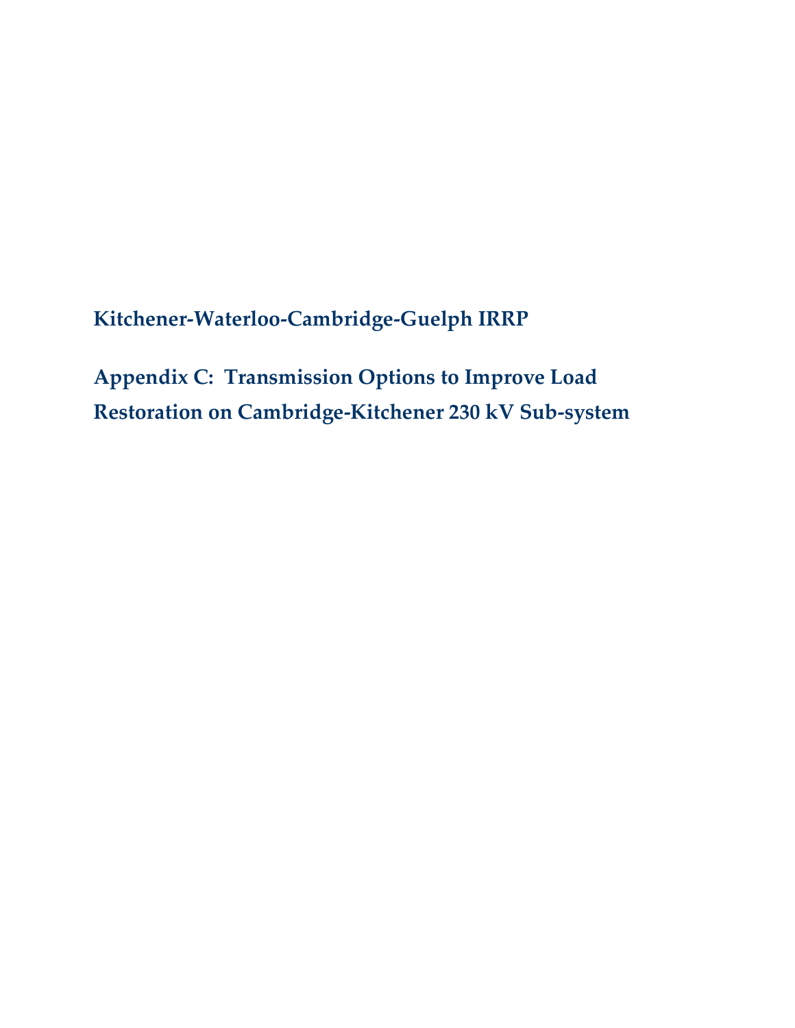**Kitchener-Waterloo-Cambridge-Guelph IRRP**

# Appendix C: Transmission Options to Improve Load Restoration on Cambridge-Kitchener 230 kV Sub-system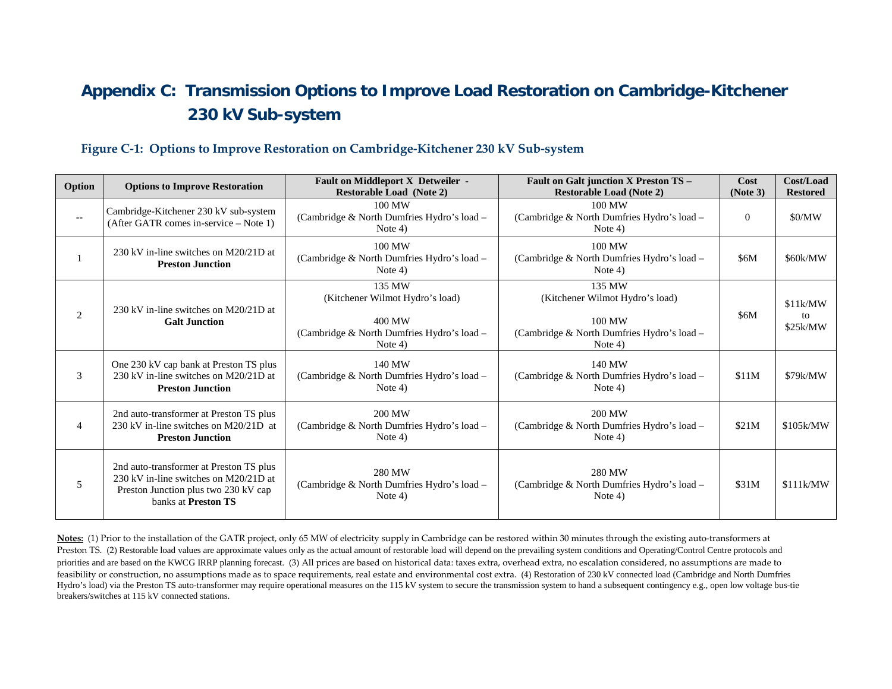# Appendix C: Transmission Options to Improve Load Restoration on Cambridge-Kitchener 230 kV Sub-system

### Figure C-1: Options to Improve Restoration on Cambridge-Kitchener 230 kV Sub-system

| Option | Options to Improve Restoration | Fault on Middleport X Detweiler - Restorable Load (Note 2) | Fault on Galt junction X Preston TS – Restorable Load (Note 2) | Cost (Note 3) | Cost/Load Restored |
|---|---|---|---|---|---|
| -- | Cambridge-Kitchener 230 kV sub-system (After GATR comes in-service – Note 1) | 100 MW (Cambridge & North Dumfries Hydro's load – Note 4) | 100 MW (Cambridge & North Dumfries Hydro's load – Note 4) | 0 | $0/MW |
| 1 | 230 kV in-line switches on M20/21D at **Preston Junction** | 100 MW (Cambridge & North Dumfries Hydro's load – Note 4) | 100 MW (Cambridge & North Dumfries Hydro's load – Note 4) | $6M | $60k/MW |
| 2 | 230 kV in-line switches on M20/21D at **Galt Junction** | 135 MW (Kitchener Wilmot Hydro's load) 400 MW (Cambridge & North Dumfries Hydro's load – Note 4) | 135 MW (Kitchener Wilmot Hydro's load) 100 MW (Cambridge & North Dumfries Hydro's load – Note 4) | $6M | $11k/MW to $25k/MW |
| 3 | One 230 kV cap bank at Preston TS plus 230 kV in-line switches on M20/21D at **Preston Junction** | 140 MW (Cambridge & North Dumfries Hydro's load – Note 4) | 140 MW (Cambridge & North Dumfries Hydro's load – Note 4) | $11M | $79k/MW |
| 4 | 2nd auto-transformer at Preston TS plus 230 kV in-line switches on M20/21D at **Preston Junction** | 200 MW (Cambridge & North Dumfries Hydro's load – Note 4) | 200 MW (Cambridge & North Dumfries Hydro's load – Note 4) | $21M | $105k/MW |
| 5 | 2nd auto-transformer at Preston TS plus 230 kV in-line switches on M20/21D at Preston Junction plus two 230 kV cap banks at **Preston TS** | 280 MW (Cambridge & North Dumfries Hydro's load – Note 4) | 280 MW (Cambridge & North Dumfries Hydro's load – Note 4) | $31M | $111k/MW |

**Notes:** (1) Prior to the installation of the GATR project, only 65 MW of electricity supply in Cambridge can be restored within 30 minutes through the existing auto-transformers at Preston TS. (2) Restorable load values are approximate values only as the actual amount of restorable load will depend on the prevailing system conditions and Operating/Control Centre protocols and priorities and are based on the KWCG IRRP planning forecast. (3) All prices are based on historical data: taxes extra, overhead extra, no escalation considered, no assumptions are made to feasibility or construction, no assumptions made as to space requirements, real estate and environmental cost extra. (4) Restoration of 230 kV connected load (Cambridge and North Dumfries Hydro's load) via the Preston TS auto-transformer may require operational measures on the 115 kV system to secure the transmission system to hand a subsequent contingency e.g., open low voltage bus-tie breakers/switches at 115 kV connected stations.